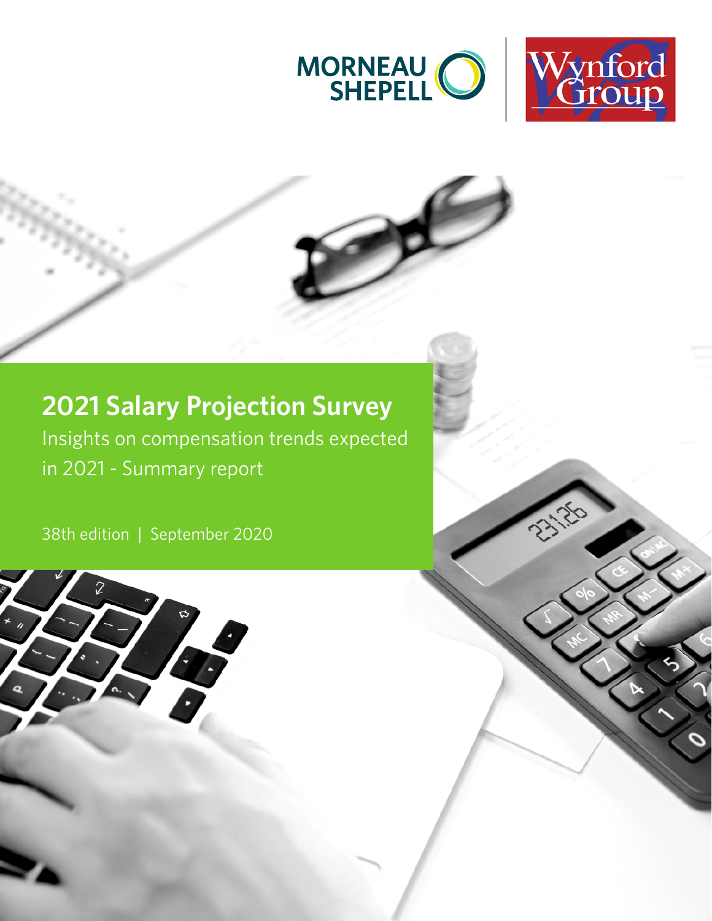# 2021 Salary Projection Survey

Insights on compensation trends expected in 2021 - Summary report

38th edition | September 2020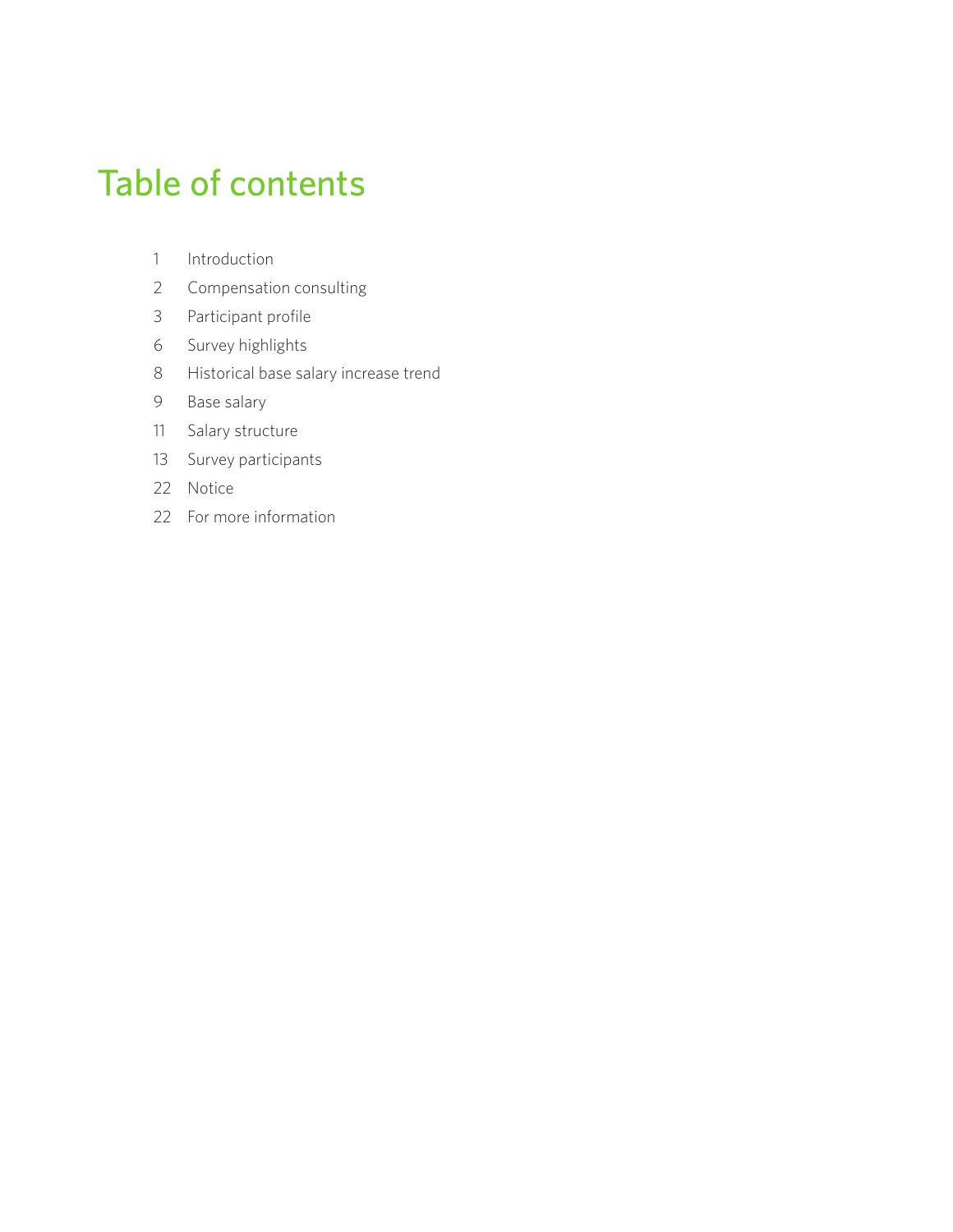# Table of contents

| | |
|---|---|
| 1 | Introduction |
| 2 | Compensation consulting |
| 3 | Participant profile |
| 6 | Survey highlights |
| 8 | Historical base salary increase trend |
| 9 | Base salary |
| 11 | Salary structure |
| 13 | Survey participants |
| 22 | Notice |
| 22 | For more information |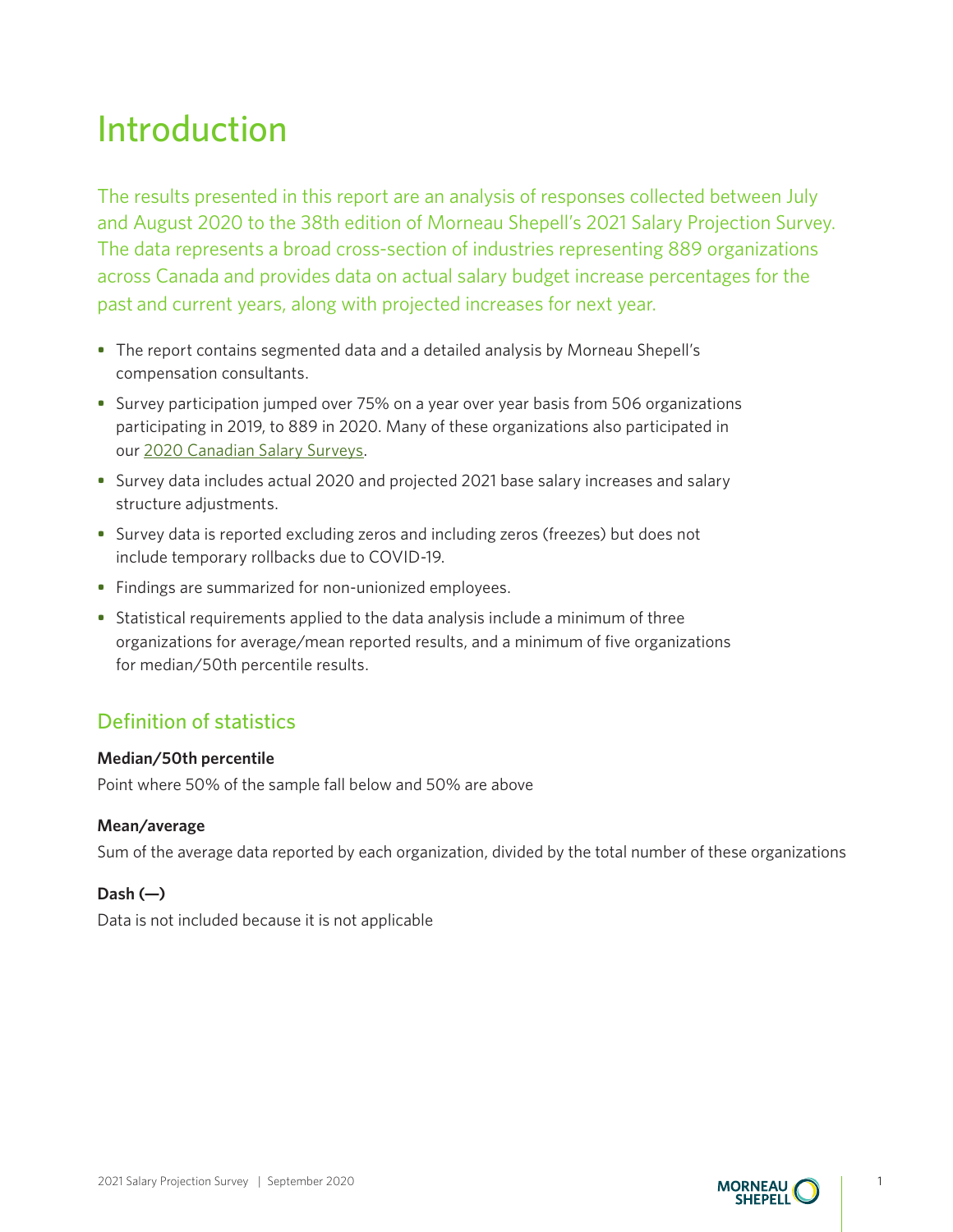# Introduction

The results presented in this report are an analysis of responses collected between July and August 2020 to the 38th edition of Morneau Shepell's 2021 Salary Projection Survey. The data represents a broad cross-section of industries representing 889 organizations across Canada and provides data on actual salary budget increase percentages for the past and current years, along with projected increases for next year.

- The report contains segmented data and a detailed analysis by Morneau Shepell's compensation consultants.
- Survey participation jumped over 75% on a year over year basis from 506 organizations participating in 2019, to 889 in 2020. Many of these organizations also participated in our 2020 Canadian Salary Surveys.
- Survey data includes actual 2020 and projected 2021 base salary increases and salary structure adjustments.
- Survey data is reported excluding zeros and including zeros (freezes) but does not include temporary rollbacks due to COVID-19.
- Findings are summarized for non-unionized employees.
- Statistical requirements applied to the data analysis include a minimum of three organizations for average/mean reported results, and a minimum of five organizations for median/50th percentile results.

## Definition of statistics

**Median/50th percentile**

Point where 50% of the sample fall below and 50% are above

**Mean/average**

Sum of the average data reported by each organization, divided by the total number of these organizations

**Dash (—)**

Data is not included because it is not applicable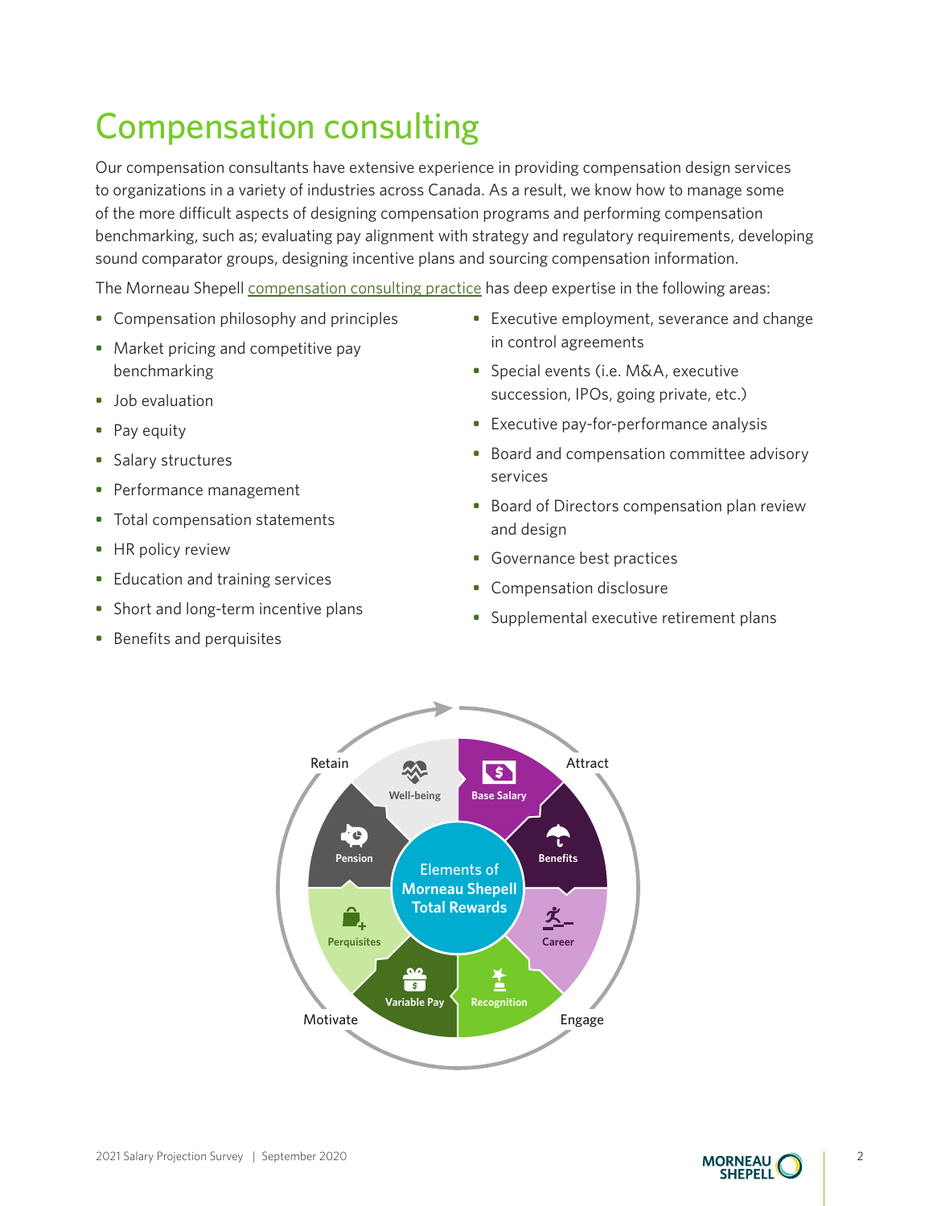# Compensation consulting

Our compensation consultants have extensive experience in providing compensation design services to organizations in a variety of industries across Canada. As a result, we know how to manage some of the more difficult aspects of designing compensation programs and performing compensation benchmarking, such as; evaluating pay alignment with strategy and regulatory requirements, developing sound comparator groups, designing incentive plans and sourcing compensation information.

The Morneau Shepell compensation consulting practice has deep expertise in the following areas:

- Compensation philosophy and principles
- Market pricing and competitive pay benchmarking
- Job evaluation
- Pay equity
- Salary structures
- Performance management
- Total compensation statements
- HR policy review
- Education and training services
- Short and long-term incentive plans
- Benefits and perquisites
- Executive employment, severance and change in control agreements
- Special events (i.e. M&A, executive succession, IPOs, going private, etc.)
- Executive pay-for-performance analysis
- Board and compensation committee advisory services
- Board of Directors compensation plan review and design
- Governance best practices
- Compensation disclosure
- Supplemental executive retirement plans

Retain | Attract | Engage | Motivate

Elements of Morneau Shepell Total Rewards: Base Salary, Benefits, Career, Recognition, Variable Pay, Perquisites, Pension, Well-being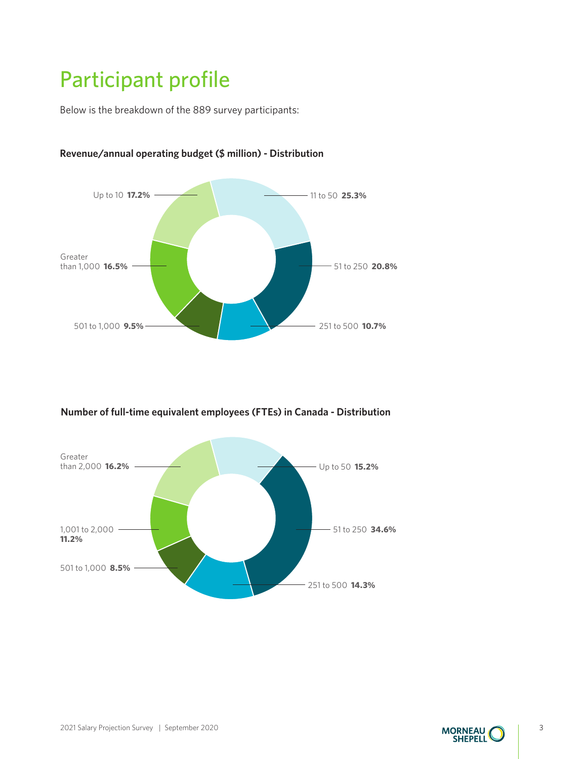# Participant profile

Below is the breakdown of the 889 survey participants:

**Revenue/annual operating budget ($ million) - Distribution**

Up to 10 **17.2%**

11 to 50 **25.3%**

51 to 250 **20.8%**

251 to 500 **10.7%**

501 to 1,000 **9.5%**

Greater than 1,000 **16.5%**

**Number of full-time equivalent employees (FTEs) in Canada - Distribution**

Up to 50 **15.2%**

51 to 250 **34.6%**

251 to 500 **14.3%**

501 to 1,000 **8.5%**

1,001 to 2,000 **11.2%**

Greater than 2,000 **16.2%**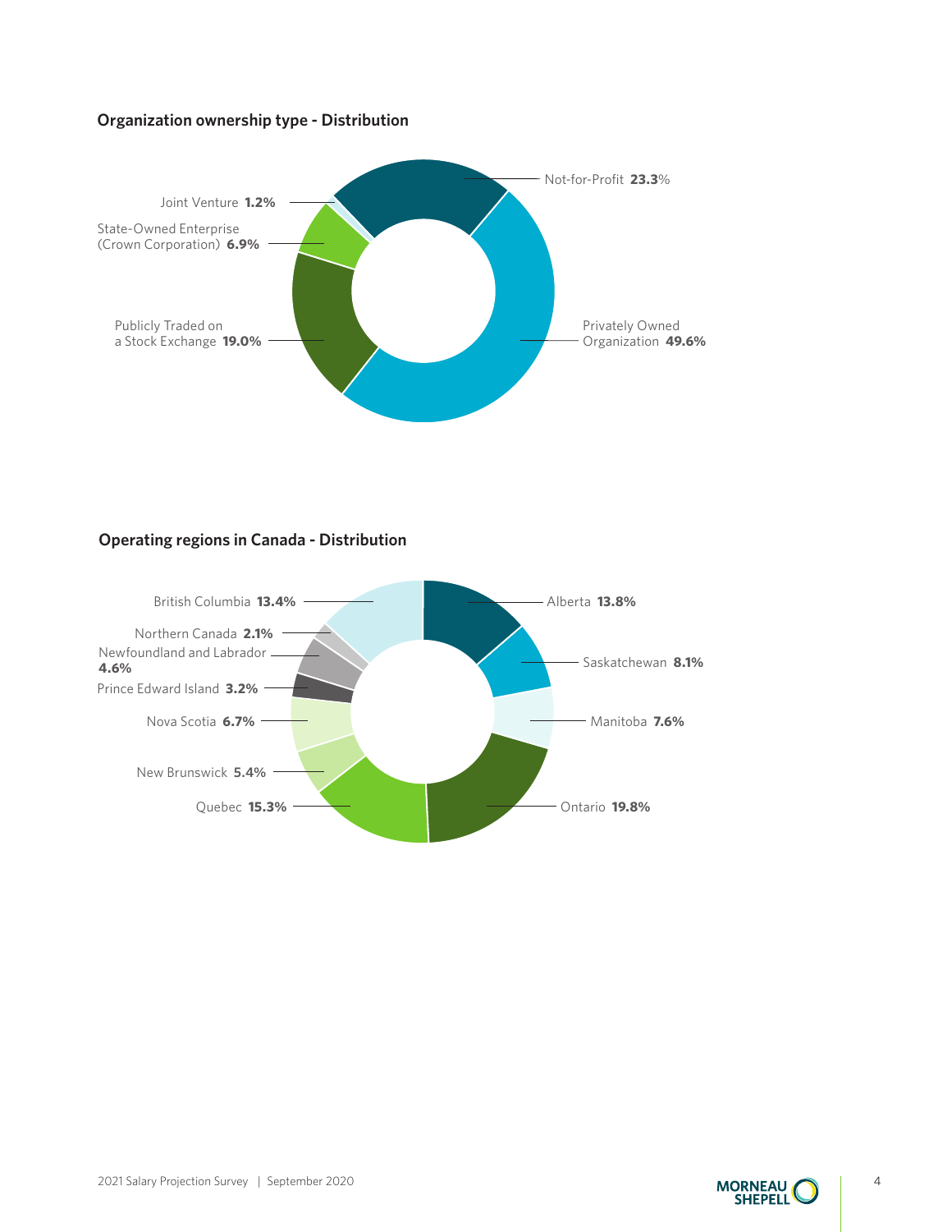**Organization ownership type - Distribution**

Joint Venture **1.2%**

State-Owned Enterprise (Crown Corporation) **6.9%**

Publicly Traded on a Stock Exchange **19.0%**

Not-for-Profit **23.3**%

Privately Owned Organization **49.6%**

**Operating regions in Canada - Distribution**

British Columbia **13.4%**

Northern Canada **2.1%**

Newfoundland and Labrador **4.6%**

Prince Edward Island **3.2%**

Nova Scotia **6.7%**

New Brunswick **5.4%**

Quebec **15.3%**

Alberta **13.8%**

Saskatchewan **8.1%**

Manitoba **7.6%**

Ontario **19.8%**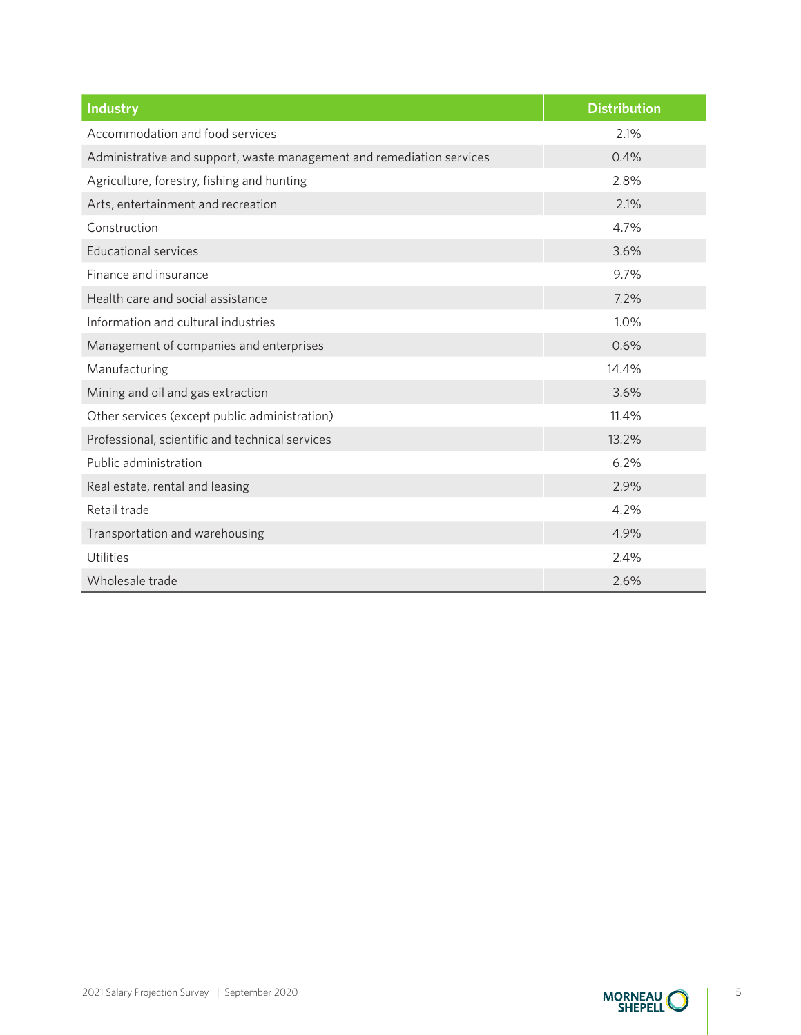| Industry | Distribution |
|---|---|
| Accommodation and food services | 2.1% |
| Administrative and support, waste management and remediation services | 0.4% |
| Agriculture, forestry, fishing and hunting | 2.8% |
| Arts, entertainment and recreation | 2.1% |
| Construction | 4.7% |
| Educational services | 3.6% |
| Finance and insurance | 9.7% |
| Health care and social assistance | 7.2% |
| Information and cultural industries | 1.0% |
| Management of companies and enterprises | 0.6% |
| Manufacturing | 14.4% |
| Mining and oil and gas extraction | 3.6% |
| Other services (except public administration) | 11.4% |
| Professional, scientific and technical services | 13.2% |
| Public administration | 6.2% |
| Real estate, rental and leasing | 2.9% |
| Retail trade | 4.2% |
| Transportation and warehousing | 4.9% |
| Utilities | 2.4% |
| Wholesale trade | 2.6% |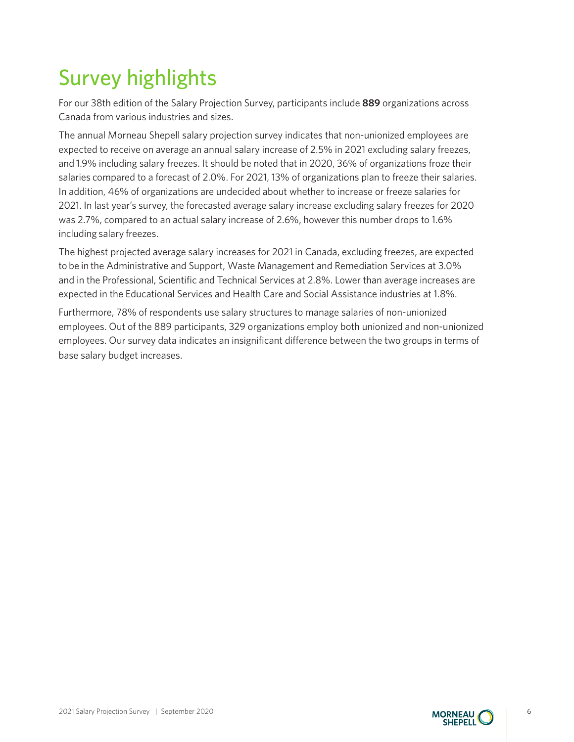# Survey highlights

For our 38th edition of the Salary Projection Survey, participants include **889** organizations across Canada from various industries and sizes.

The annual Morneau Shepell salary projection survey indicates that non-unionized employees are expected to receive on average an annual salary increase of 2.5% in 2021 excluding salary freezes, and 1.9% including salary freezes. It should be noted that in 2020, 36% of organizations froze their salaries compared to a forecast of 2.0%. For 2021, 13% of organizations plan to freeze their salaries. In addition, 46% of organizations are undecided about whether to increase or freeze salaries for 2021. In last year's survey, the forecasted average salary increase excluding salary freezes for 2020 was 2.7%, compared to an actual salary increase of 2.6%, however this number drops to 1.6% including salary freezes.

The highest projected average salary increases for 2021 in Canada, excluding freezes, are expected to be in the Administrative and Support, Waste Management and Remediation Services at 3.0% and in the Professional, Scientific and Technical Services at 2.8%. Lower than average increases are expected in the Educational Services and Health Care and Social Assistance industries at 1.8%.

Furthermore, 78% of respondents use salary structures to manage salaries of non-unionized employees. Out of the 889 participants, 329 organizations employ both unionized and non-unionized employees. Our survey data indicates an insignificant difference between the two groups in terms of base salary budget increases.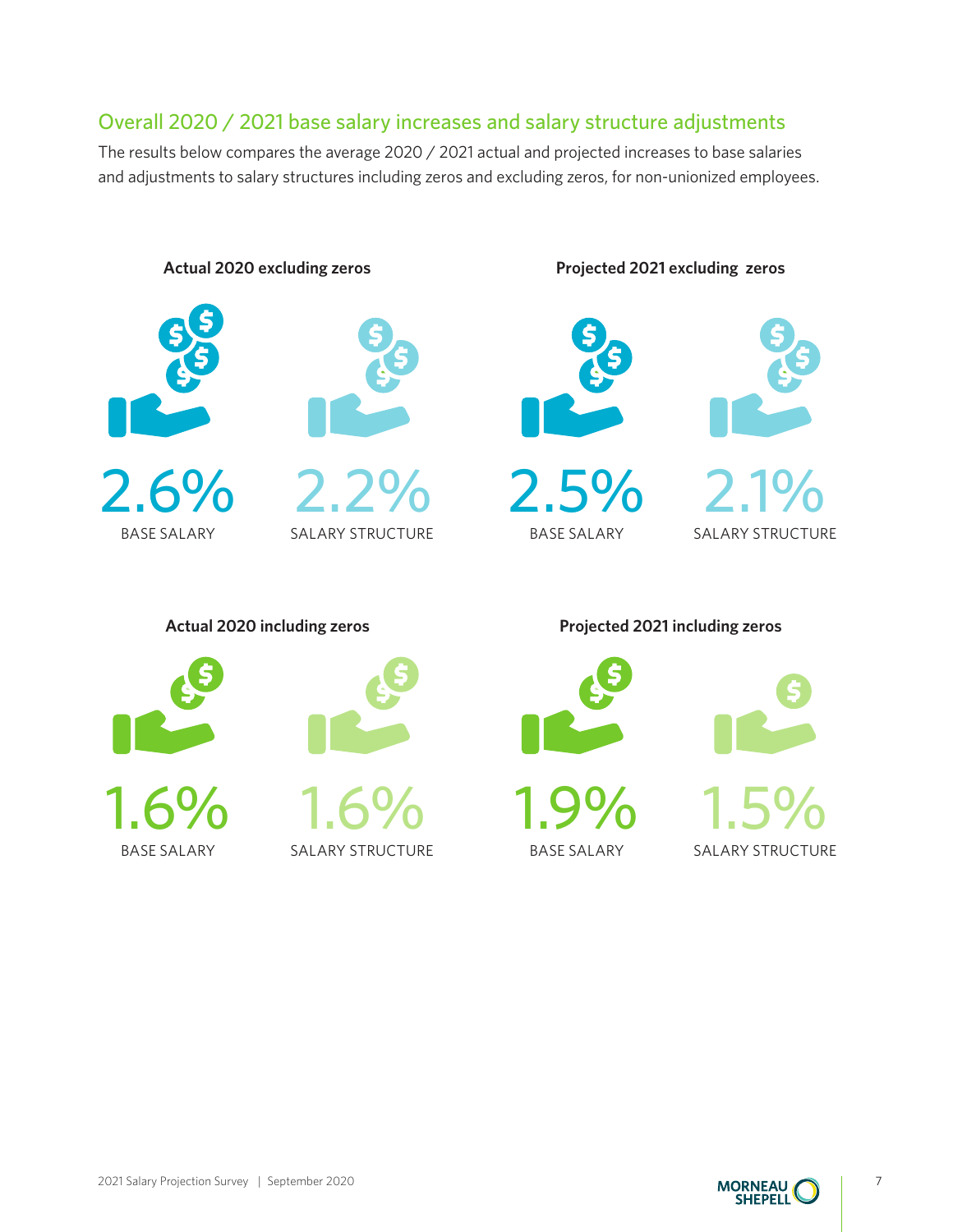## Overall 2020 / 2021 base salary increases and salary structure adjustments

The results below compares the average 2020 / 2021 actual and projected increases to base salaries and adjustments to salary structures including zeros and excluding zeros, for non-unionized employees.

**Actual 2020 excluding zeros**

2.6%
BASE SALARY

2.2%
SALARY STRUCTURE

**Projected 2021 excluding zeros**

2.5%
BASE SALARY

2.1%
SALARY STRUCTURE

**Actual 2020 including zeros**

1.6%
BASE SALARY

1.6%
SALARY STRUCTURE

**Projected 2021 including zeros**

1.9%
BASE SALARY

1.5%
SALARY STRUCTURE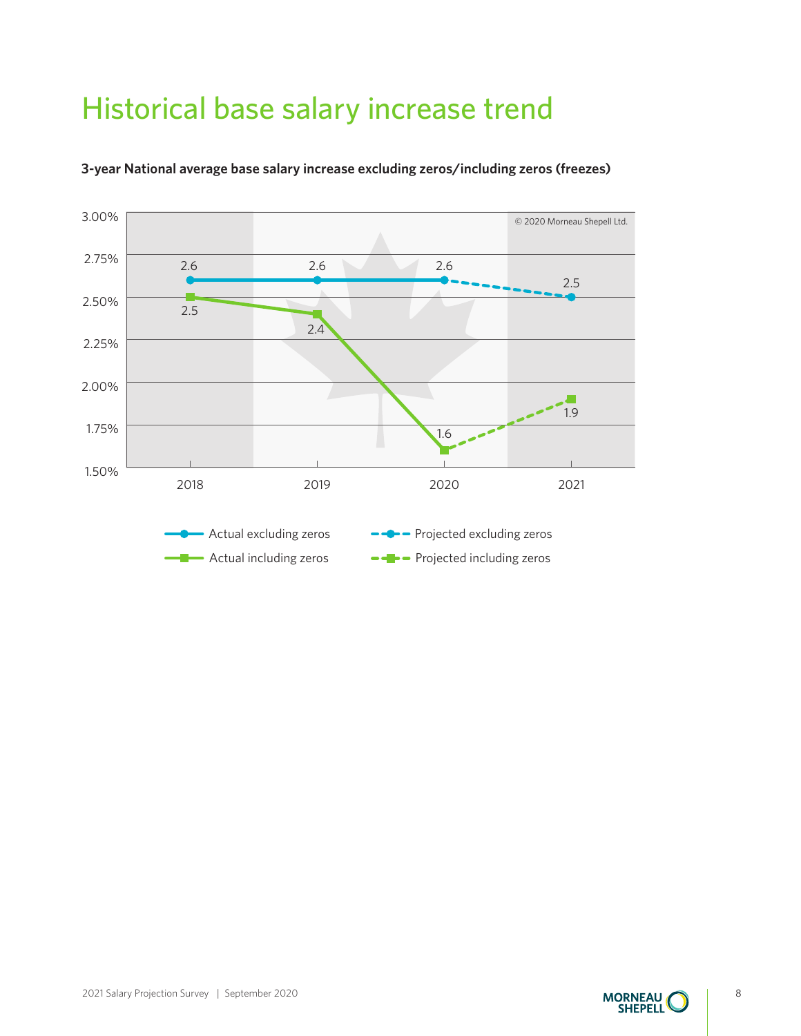# Historical base salary increase trend

**3-year National average base salary increase excluding zeros/including zeros (freezes)**

© 2020 Morneau Shepell Ltd.

| Year | Actual excluding zeros | Projected excluding zeros | Actual including zeros | Projected including zeros |
|---|---|---|---|---|
| 2018 | 2.6 | | 2.5 | |
| 2019 | 2.6 | | 2.4 | |
| 2020 | 2.6 | | 1.6 | |
| 2021 | | 2.5 | | 1.9 |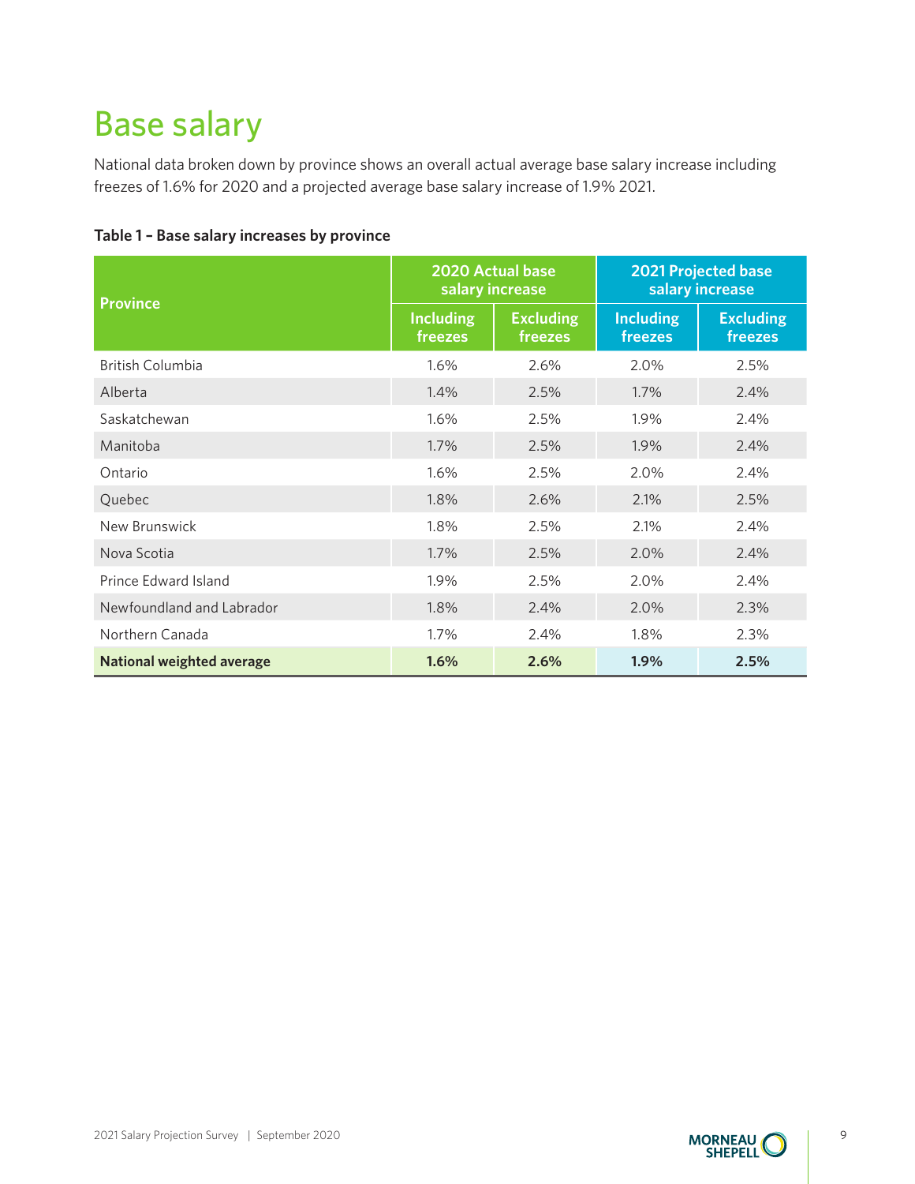# Base salary

National data broken down by province shows an overall actual average base salary increase including freezes of 1.6% for 2020 and a projected average base salary increase of 1.9% 2021.

**Table 1 – Base salary increases by province**

| Province | 2020 Actual base salary increase | | 2021 Projected base salary increase | |
|---|---|---|---|---|
| | Including freezes | Excluding freezes | Including freezes | Excluding freezes |
| British Columbia | 1.6% | 2.6% | 2.0% | 2.5% |
| Alberta | 1.4% | 2.5% | 1.7% | 2.4% |
| Saskatchewan | 1.6% | 2.5% | 1.9% | 2.4% |
| Manitoba | 1.7% | 2.5% | 1.9% | 2.4% |
| Ontario | 1.6% | 2.5% | 2.0% | 2.4% |
| Quebec | 1.8% | 2.6% | 2.1% | 2.5% |
| New Brunswick | 1.8% | 2.5% | 2.1% | 2.4% |
| Nova Scotia | 1.7% | 2.5% | 2.0% | 2.4% |
| Prince Edward Island | 1.9% | 2.5% | 2.0% | 2.4% |
| Newfoundland and Labrador | 1.8% | 2.4% | 2.0% | 2.3% |
| Northern Canada | 1.7% | 2.4% | 1.8% | 2.3% |
| **National weighted average** | **1.6%** | **2.6%** | **1.9%** | **2.5%** |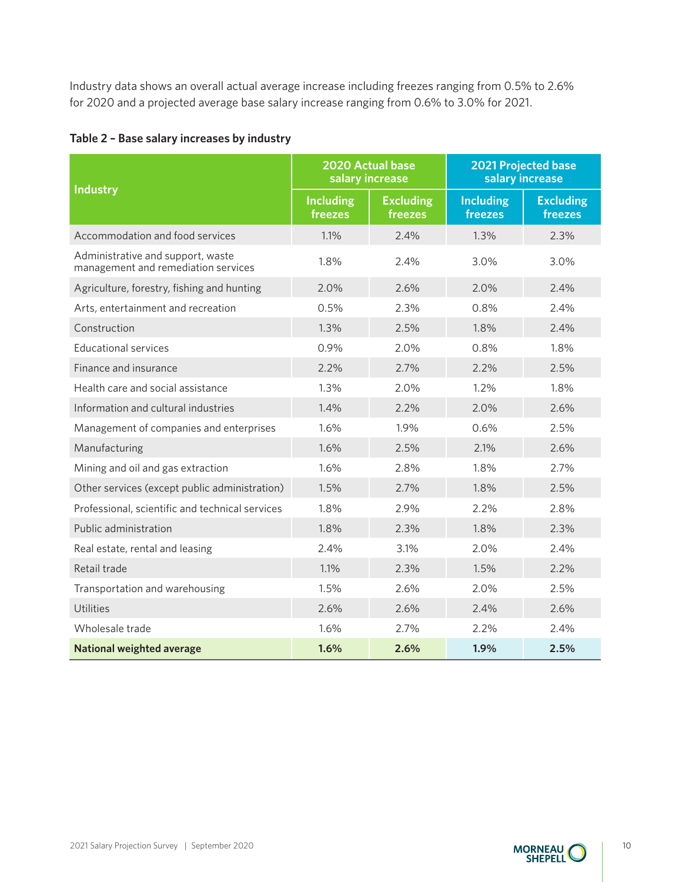Industry data shows an overall actual average increase including freezes ranging from 0.5% to 2.6% for 2020 and a projected average base salary increase ranging from 0.6% to 3.0% for 2021.

**Table 2 – Base salary increases by industry**

| Industry | 2020 Actual base salary increase | | 2021 Projected base salary increase | |
|---|---|---|---|---|
| | Including freezes | Excluding freezes | Including freezes | Excluding freezes |
| Accommodation and food services | 1.1% | 2.4% | 1.3% | 2.3% |
| Administrative and support, waste management and remediation services | 1.8% | 2.4% | 3.0% | 3.0% |
| Agriculture, forestry, fishing and hunting | 2.0% | 2.6% | 2.0% | 2.4% |
| Arts, entertainment and recreation | 0.5% | 2.3% | 0.8% | 2.4% |
| Construction | 1.3% | 2.5% | 1.8% | 2.4% |
| Educational services | 0.9% | 2.0% | 0.8% | 1.8% |
| Finance and insurance | 2.2% | 2.7% | 2.2% | 2.5% |
| Health care and social assistance | 1.3% | 2.0% | 1.2% | 1.8% |
| Information and cultural industries | 1.4% | 2.2% | 2.0% | 2.6% |
| Management of companies and enterprises | 1.6% | 1.9% | 0.6% | 2.5% |
| Manufacturing | 1.6% | 2.5% | 2.1% | 2.6% |
| Mining and oil and gas extraction | 1.6% | 2.8% | 1.8% | 2.7% |
| Other services (except public administration) | 1.5% | 2.7% | 1.8% | 2.5% |
| Professional, scientific and technical services | 1.8% | 2.9% | 2.2% | 2.8% |
| Public administration | 1.8% | 2.3% | 1.8% | 2.3% |
| Real estate, rental and leasing | 2.4% | 3.1% | 2.0% | 2.4% |
| Retail trade | 1.1% | 2.3% | 1.5% | 2.2% |
| Transportation and warehousing | 1.5% | 2.6% | 2.0% | 2.5% |
| Utilities | 2.6% | 2.6% | 2.4% | 2.6% |
| Wholesale trade | 1.6% | 2.7% | 2.2% | 2.4% |
| **National weighted average** | **1.6%** | **2.6%** | **1.9%** | **2.5%** |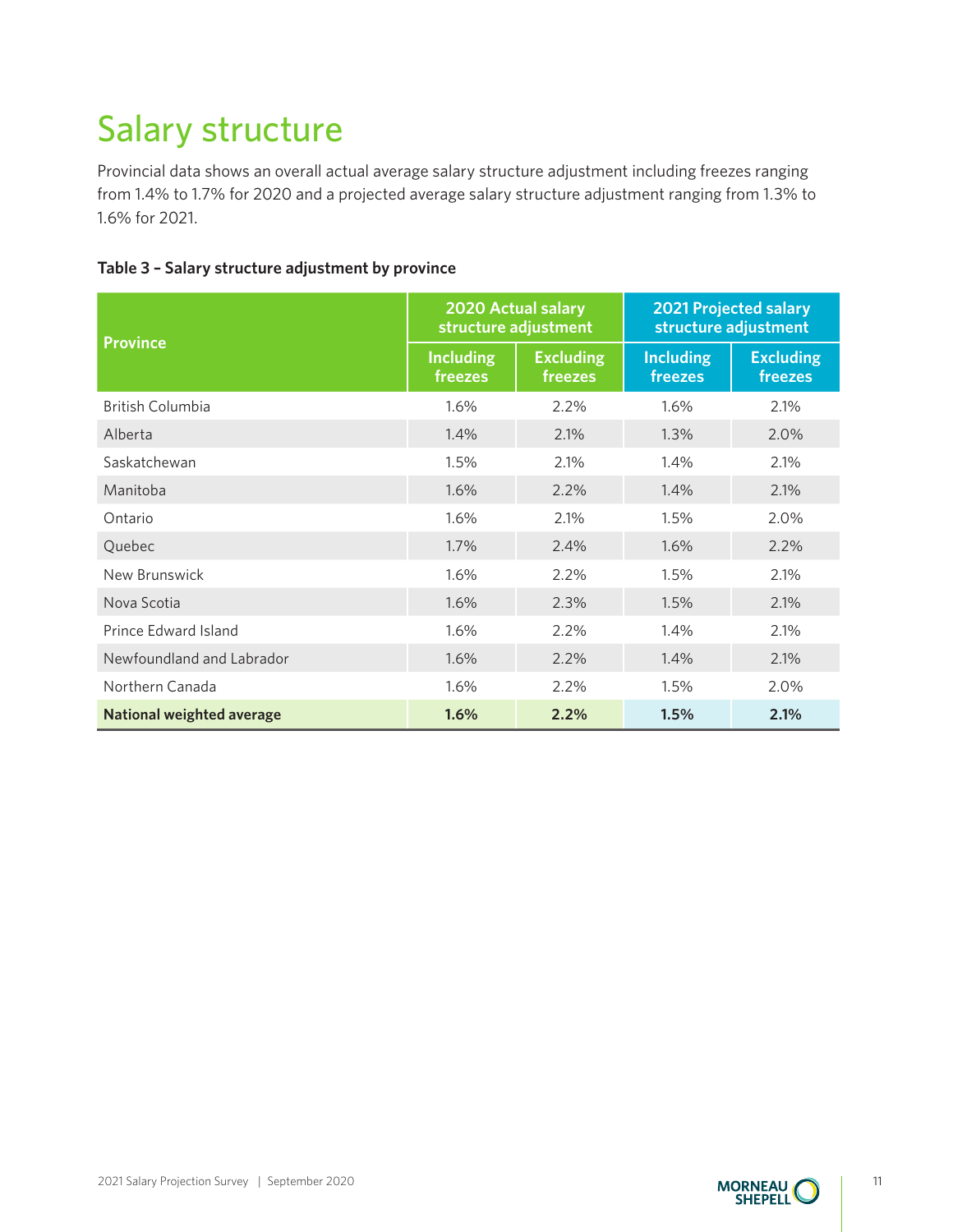# Salary structure

Provincial data shows an overall actual average salary structure adjustment including freezes ranging from 1.4% to 1.7% for 2020 and a projected average salary structure adjustment ranging from 1.3% to 1.6% for 2021.

**Table 3 – Salary structure adjustment by province**

| Province | 2020 Actual salary structure adjustment | | 2021 Projected salary structure adjustment | |
|---|---|---|---|---|
| | Including freezes | Excluding freezes | Including freezes | Excluding freezes |
| British Columbia | 1.6% | 2.2% | 1.6% | 2.1% |
| Alberta | 1.4% | 2.1% | 1.3% | 2.0% |
| Saskatchewan | 1.5% | 2.1% | 1.4% | 2.1% |
| Manitoba | 1.6% | 2.2% | 1.4% | 2.1% |
| Ontario | 1.6% | 2.1% | 1.5% | 2.0% |
| Quebec | 1.7% | 2.4% | 1.6% | 2.2% |
| New Brunswick | 1.6% | 2.2% | 1.5% | 2.1% |
| Nova Scotia | 1.6% | 2.3% | 1.5% | 2.1% |
| Prince Edward Island | 1.6% | 2.2% | 1.4% | 2.1% |
| Newfoundland and Labrador | 1.6% | 2.2% | 1.4% | 2.1% |
| Northern Canada | 1.6% | 2.2% | 1.5% | 2.0% |
| **National weighted average** | **1.6%** | **2.2%** | **1.5%** | **2.1%** |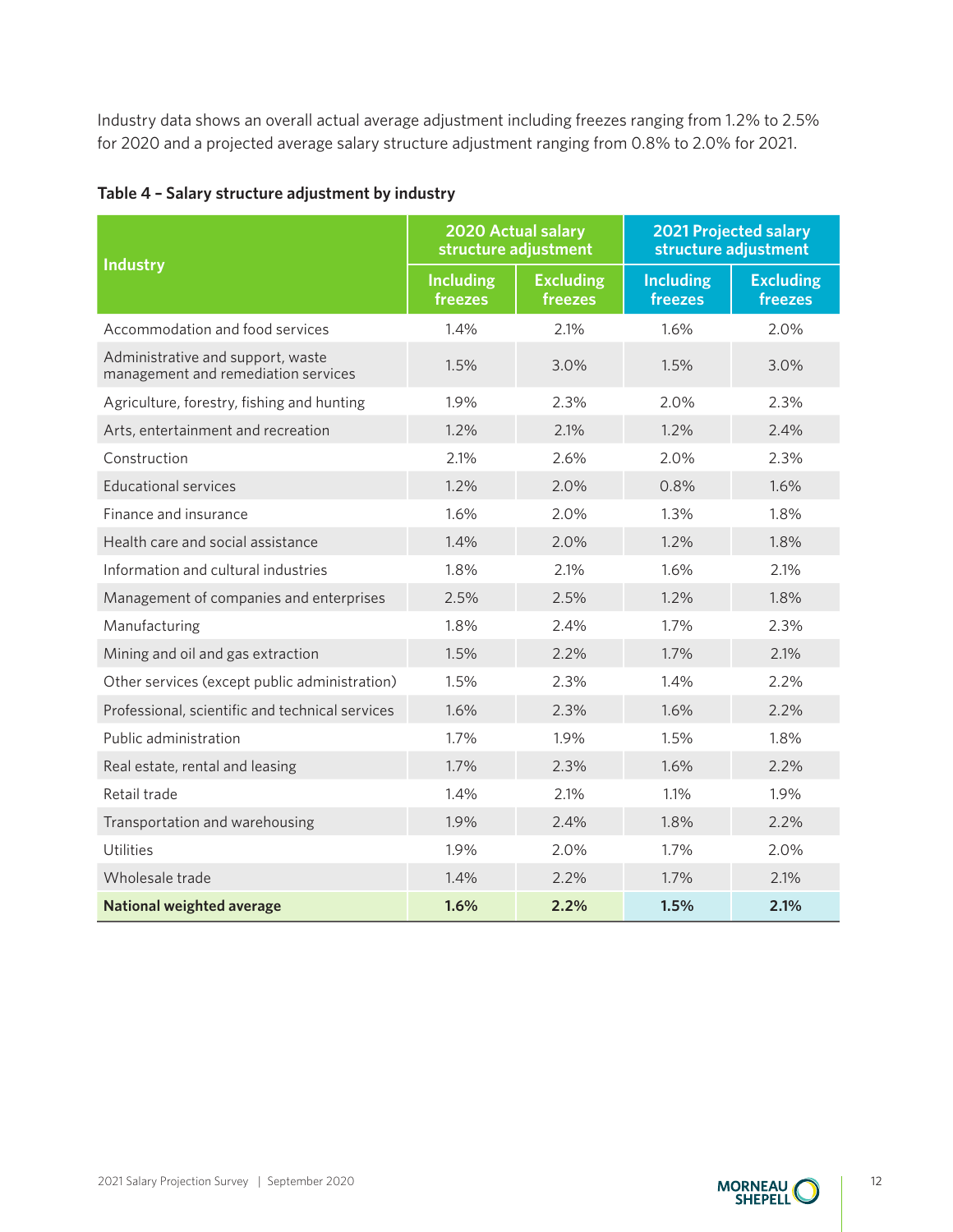Industry data shows an overall actual average adjustment including freezes ranging from 1.2% to 2.5% for 2020 and a projected average salary structure adjustment ranging from 0.8% to 2.0% for 2021.

**Table 4 – Salary structure adjustment by industry**

| Industry | 2020 Actual salary structure adjustment | | 2021 Projected salary structure adjustment | |
|---|---|---|---|---|
| | Including freezes | Excluding freezes | Including freezes | Excluding freezes |
| Accommodation and food services | 1.4% | 2.1% | 1.6% | 2.0% |
| Administrative and support, waste management and remediation services | 1.5% | 3.0% | 1.5% | 3.0% |
| Agriculture, forestry, fishing and hunting | 1.9% | 2.3% | 2.0% | 2.3% |
| Arts, entertainment and recreation | 1.2% | 2.1% | 1.2% | 2.4% |
| Construction | 2.1% | 2.6% | 2.0% | 2.3% |
| Educational services | 1.2% | 2.0% | 0.8% | 1.6% |
| Finance and insurance | 1.6% | 2.0% | 1.3% | 1.8% |
| Health care and social assistance | 1.4% | 2.0% | 1.2% | 1.8% |
| Information and cultural industries | 1.8% | 2.1% | 1.6% | 2.1% |
| Management of companies and enterprises | 2.5% | 2.5% | 1.2% | 1.8% |
| Manufacturing | 1.8% | 2.4% | 1.7% | 2.3% |
| Mining and oil and gas extraction | 1.5% | 2.2% | 1.7% | 2.1% |
| Other services (except public administration) | 1.5% | 2.3% | 1.4% | 2.2% |
| Professional, scientific and technical services | 1.6% | 2.3% | 1.6% | 2.2% |
| Public administration | 1.7% | 1.9% | 1.5% | 1.8% |
| Real estate, rental and leasing | 1.7% | 2.3% | 1.6% | 2.2% |
| Retail trade | 1.4% | 2.1% | 1.1% | 1.9% |
| Transportation and warehousing | 1.9% | 2.4% | 1.8% | 2.2% |
| Utilities | 1.9% | 2.0% | 1.7% | 2.0% |
| Wholesale trade | 1.4% | 2.2% | 1.7% | 2.1% |
| **National weighted average** | **1.6%** | **2.2%** | **1.5%** | **2.1%** |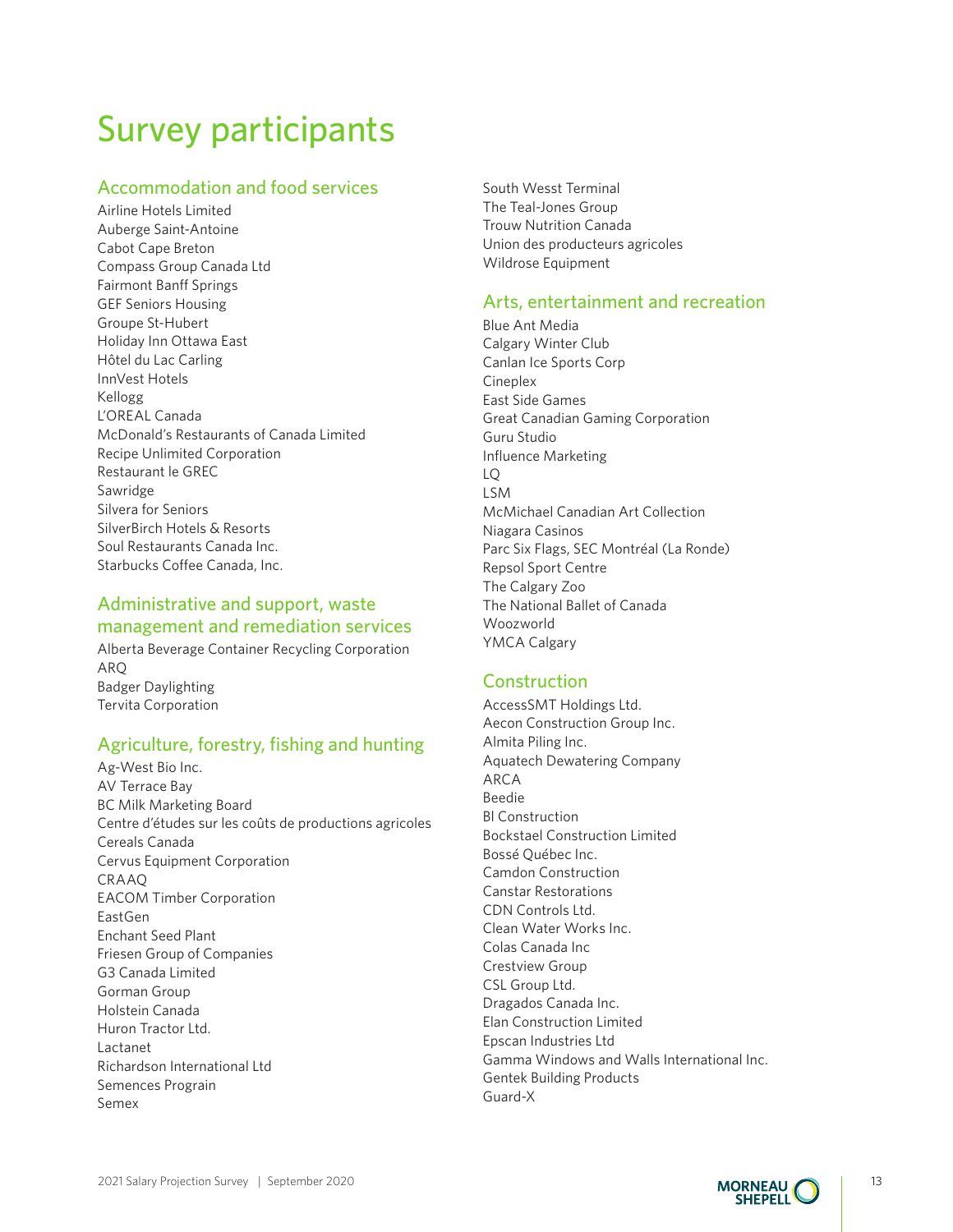# Survey participants

## Accommodation and food services

Airline Hotels Limited
Auberge Saint-Antoine
Cabot Cape Breton
Compass Group Canada Ltd
Fairmont Banff Springs
GEF Seniors Housing
Groupe St-Hubert
Holiday Inn Ottawa East
Hôtel du Lac Carling
InnVest Hotels
Kellogg
L'OREAL Canada
McDonald's Restaurants of Canada Limited
Recipe Unlimited Corporation
Restaurant le GREC
Sawridge
Silvera for Seniors
SilverBirch Hotels & Resorts
Soul Restaurants Canada Inc.
Starbucks Coffee Canada, Inc.

## Administrative and support, waste management and remediation services

Alberta Beverage Container Recycling Corporation
ARQ
Badger Daylighting
Tervita Corporation

## Agriculture, forestry, fishing and hunting

Ag-West Bio Inc.
AV Terrace Bay
BC Milk Marketing Board
Centre d'études sur les coûts de productions agricoles
Cereals Canada
Cervus Equipment Corporation
CRAAQ
EACOM Timber Corporation
EastGen
Enchant Seed Plant
Friesen Group of Companies
G3 Canada Limited
Gorman Group
Holstein Canada
Huron Tractor Ltd.
Lactanet
Richardson International Ltd
Semences Prograin
Semex
South Wesst Terminal
The Teal-Jones Group
Trouw Nutrition Canada
Union des producteurs agricoles
Wildrose Equipment

## Arts, entertainment and recreation

Blue Ant Media
Calgary Winter Club
Canlan Ice Sports Corp
Cineplex
East Side Games
Great Canadian Gaming Corporation
Guru Studio
Influence Marketing
LQ
LSM
McMichael Canadian Art Collection
Niagara Casinos
Parc Six Flags, SEC Montréal (La Ronde)
Repsol Sport Centre
The Calgary Zoo
The National Ballet of Canada
Woozworld
YMCA Calgary

## Construction

AccessSMT Holdings Ltd.
Aecon Construction Group Inc.
Almita Piling Inc.
Aquatech Dewatering Company
ARCA
Beedie
BI Construction
Bockstael Construction Limited
Bossé Québec Inc.
Camdon Construction
Canstar Restorations
CDN Controls Ltd.
Clean Water Works Inc.
Colas Canada Inc
Crestview Group
CSL Group Ltd.
Dragados Canada Inc.
Elan Construction Limited
Epscan Industries Ltd
Gamma Windows and Walls International Inc.
Gentek Building Products
Guard-X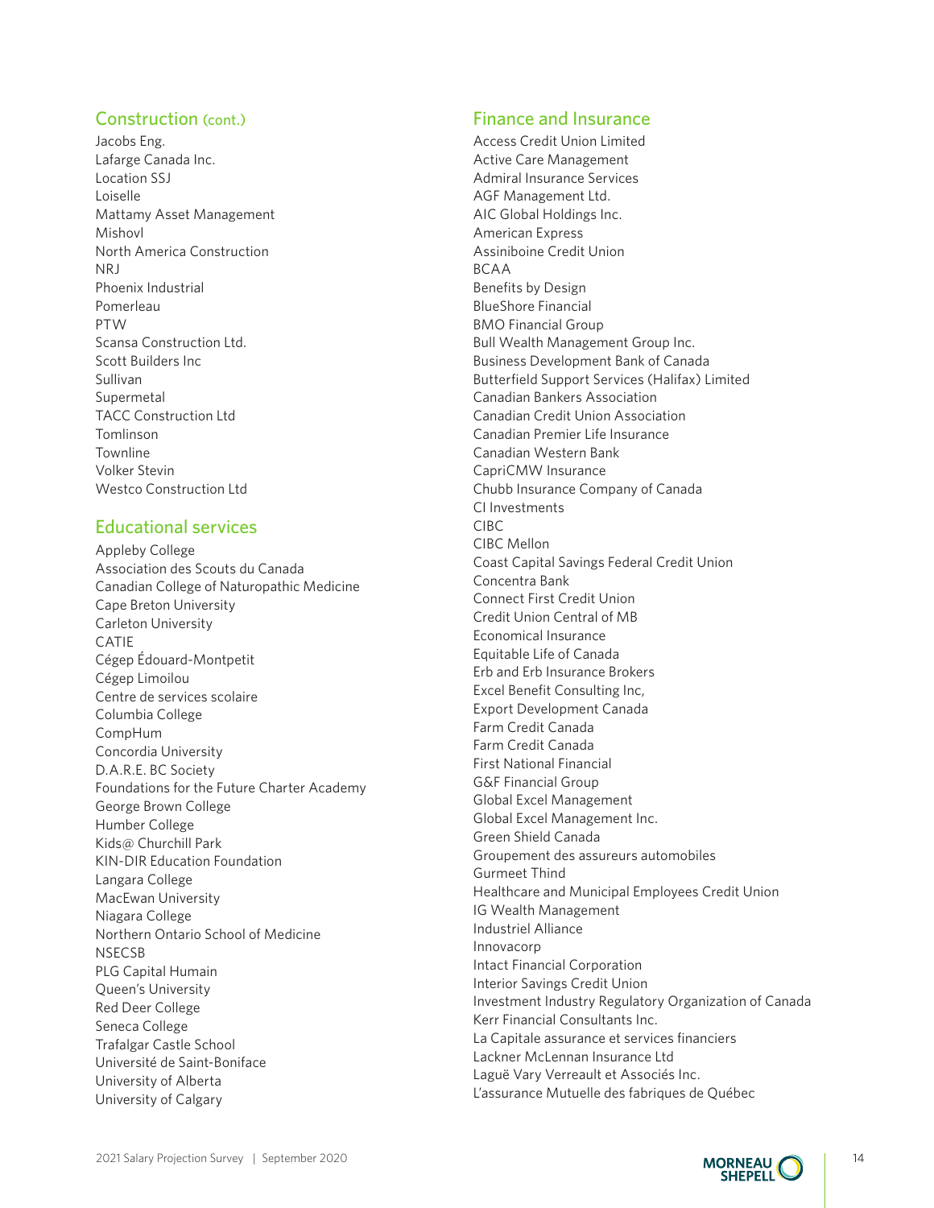## Construction (cont.)

Jacobs Eng.
Lafarge Canada Inc.
Location SSJ
Loiselle
Mattamy Asset Management
Mishovl
North America Construction
NRJ
Phoenix Industrial
Pomerleau
PTW
Scansa Construction Ltd.
Scott Builders Inc
Sullivan
Supermetal
TACC Construction Ltd
Tomlinson
Townline
Volker Stevin
Westco Construction Ltd

## Educational services

Appleby College
Association des Scouts du Canada
Canadian College of Naturopathic Medicine
Cape Breton University
Carleton University
CATIE
Cégep Édouard-Montpetit
Cégep Limoilou
Centre de services scolaire
Columbia College
CompHum
Concordia University
D.A.R.E. BC Society
Foundations for the Future Charter Academy
George Brown College
Humber College
Kids@ Churchill Park
KIN-DIR Education Foundation
Langara College
MacEwan University
Niagara College
Northern Ontario School of Medicine
NSECSB
PLG Capital Humain
Queen's University
Red Deer College
Seneca College
Trafalgar Castle School
Université de Saint-Boniface
University of Alberta
University of Calgary

## Finance and Insurance

Access Credit Union Limited
Active Care Management
Admiral Insurance Services
AGF Management Ltd.
AIC Global Holdings Inc.
American Express
Assiniboine Credit Union
BCAA
Benefits by Design
BlueShore Financial
BMO Financial Group
Bull Wealth Management Group Inc.
Business Development Bank of Canada
Butterfield Support Services (Halifax) Limited
Canadian Bankers Association
Canadian Credit Union Association
Canadian Premier Life Insurance
Canadian Western Bank
CapriCMW Insurance
Chubb Insurance Company of Canada
CI Investments
CIBC
CIBC Mellon
Coast Capital Savings Federal Credit Union
Concentra Bank
Connect First Credit Union
Credit Union Central of MB
Economical Insurance
Equitable Life of Canada
Erb and Erb Insurance Brokers
Excel Benefit Consulting Inc,
Export Development Canada
Farm Credit Canada
Farm Credit Canada
First National Financial
G&F Financial Group
Global Excel Management
Global Excel Management Inc.
Green Shield Canada
Groupement des assureurs automobiles
Gurmeet Thind
Healthcare and Municipal Employees Credit Union
IG Wealth Management
Industriel Alliance
Innovacorp
Intact Financial Corporation
Interior Savings Credit Union
Investment Industry Regulatory Organization of Canada
Kerr Financial Consultants Inc.
La Capitale assurance et services financiers
Lackner McLennan Insurance Ltd
Laguë Vary Verreault et Associés Inc.
L'assurance Mutuelle des fabriques de Québec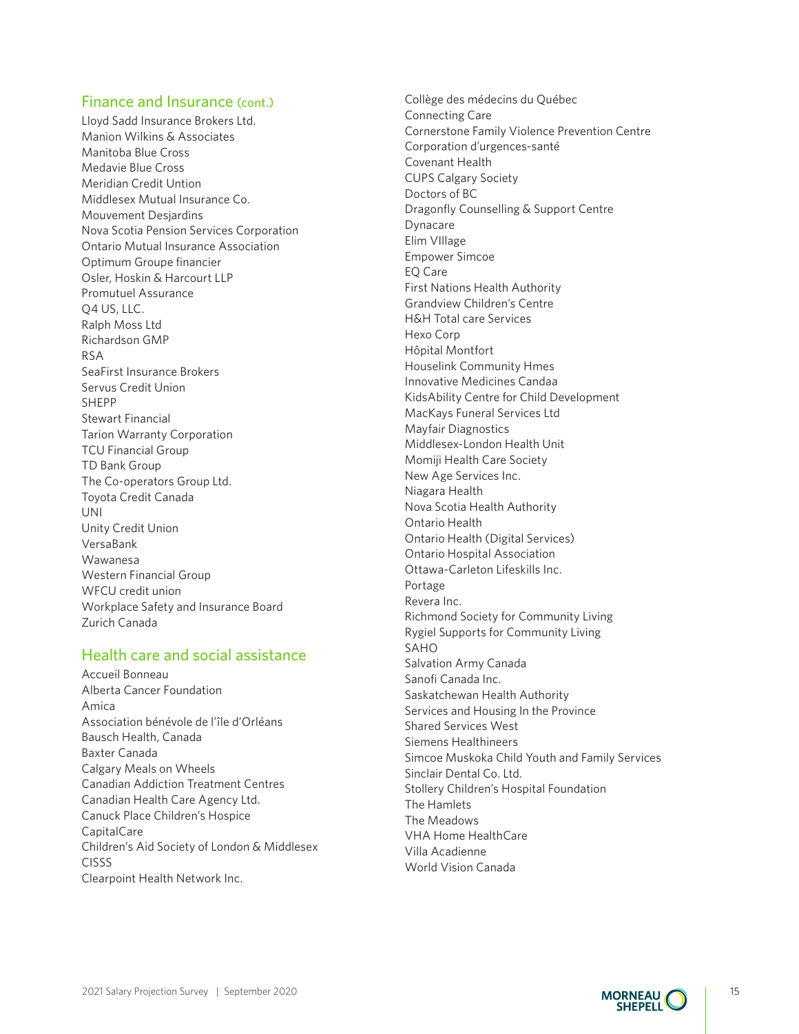## Finance and Insurance (cont.)

Lloyd Sadd Insurance Brokers Ltd.
Manion Wilkins & Associates
Manitoba Blue Cross
Medavie Blue Cross
Meridian Credit Untion
Middlesex Mutual Insurance Co.
Mouvement Desjardins
Nova Scotia Pension Services Corporation
Ontario Mutual Insurance Association
Optimum Groupe financier
Osler, Hoskin & Harcourt LLP
Promutuel Assurance
Q4 US, LLC.
Ralph Moss Ltd
Richardson GMP
RSA
SeaFirst Insurance Brokers
Servus Credit Union
SHEPP
Stewart Financial
Tarion Warranty Corporation
TCU Financial Group
TD Bank Group
The Co-operators Group Ltd.
Toyota Credit Canada
UNI
Unity Credit Union
VersaBank
Wawanesa
Western Financial Group
WFCU credit union
Workplace Safety and Insurance Board
Zurich Canada

## Health care and social assistance

Accueil Bonneau
Alberta Cancer Foundation
Amica
Association bénévole de l'île d'Orléans
Bausch Health, Canada
Baxter Canada
Calgary Meals on Wheels
Canadian Addiction Treatment Centres
Canadian Health Care Agency Ltd.
Canuck Place Children's Hospice
CapitalCare
Children's Aid Society of London & Middlesex
CISSS
Clearpoint Health Network Inc.
Collège des médecins du Québec
Connecting Care
Cornerstone Family Violence Prevention Centre
Corporation d'urgences-santé
Covenant Health
CUPS Calgary Society
Doctors of BC
Dragonfly Counselling & Support Centre
Dynacare
Elim VIllage
Empower Simcoe
EQ Care
First Nations Health Authority
Grandview Children's Centre
H&H Total care Services
Hexo Corp
Hôpital Montfort
Houselink Community Hmes
Innovative Medicines Candaa
KidsAbility Centre for Child Development
MacKays Funeral Services Ltd
Mayfair Diagnostics
Middlesex-London Health Unit
Momiji Health Care Society
New Age Services Inc.
Niagara Health
Nova Scotia Health Authority
Ontario Health
Ontario Health (Digital Services)
Ontario Hospital Association
Ottawa-Carleton Lifeskills Inc.
Portage
Revera Inc.
Richmond Society for Community Living
Rygiel Supports for Community Living
SAHO
Salvation Army Canada
Sanofi Canada Inc.
Saskatchewan Health Authority
Services and Housing In the Province
Shared Services West
Siemens Healthineers
Simcoe Muskoka Child Youth and Family Services
Sinclair Dental Co. Ltd.
Stollery Children's Hospital Foundation
The Hamlets
The Meadows
VHA Home HealthCare
Villa Acadienne
World Vision Canada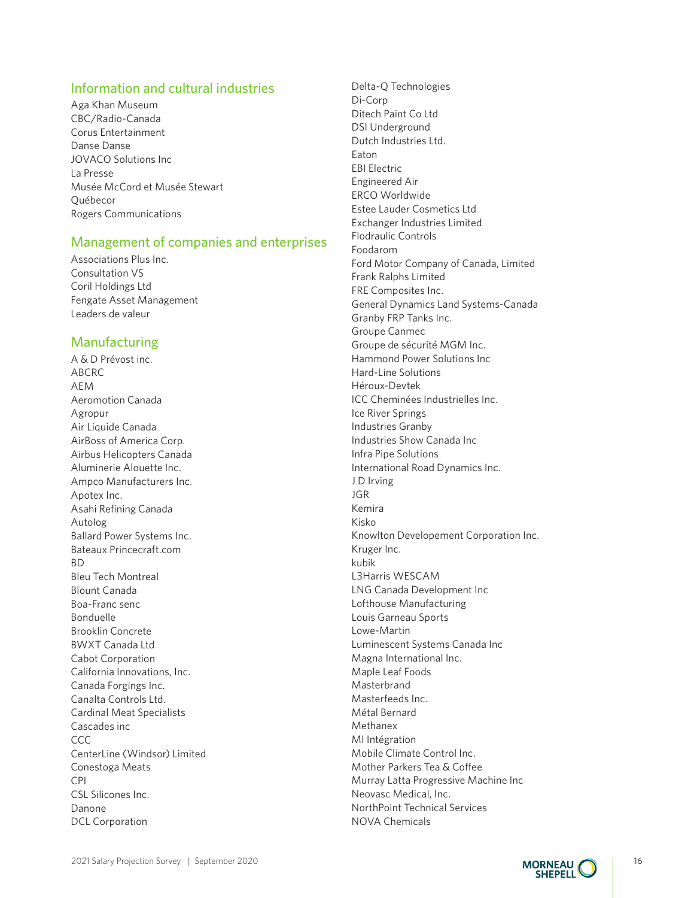## Information and cultural industries

Aga Khan Museum
CBC/Radio-Canada
Corus Entertainment
Danse Danse
JOVACO Solutions Inc
La Presse
Musée McCord et Musée Stewart
Québecor
Rogers Communications

## Management of companies and enterprises

Associations Plus Inc.
Consultation VS
Coril Holdings Ltd
Fengate Asset Management
Leaders de valeur

## Manufacturing

A & D Prévost inc.
ABCRC
AEM
Aeromotion Canada
Agropur
Air Liquide Canada
AirBoss of America Corp.
Airbus Helicopters Canada
Aluminerie Alouette Inc.
Ampco Manufacturers Inc.
Apotex Inc.
Asahi Refining Canada
Autolog
Ballard Power Systems Inc.
Bateaux Princecraft.com
BD
Bleu Tech Montreal
Blount Canada
Boa-Franc senc
Bonduelle
Brooklin Concrete
BWXT Canada Ltd
Cabot Corporation
California Innovations, Inc.
Canada Forgings Inc.
Canalta Controls Ltd.
Cardinal Meat Specialists
Cascades inc
CCC
CenterLine (Windsor) Limited
Conestoga Meats
CPI
CSL Silicones Inc.
Danone
DCL Corporation
Delta-Q Technologies
Di-Corp
Ditech Paint Co Ltd
DSI Underground
Dutch Industries Ltd.
Eaton
EBI Electric
Engineered Air
ERCO Worldwide
Estee Lauder Cosmetics Ltd
Exchanger Industries Limited
Flodraulic Controls
Foodarom
Ford Motor Company of Canada, Limited
Frank Ralphs Limited
FRE Composites Inc.
General Dynamics Land Systems-Canada
Granby FRP Tanks Inc.
Groupe Canmec
Groupe de sécurité MGM Inc.
Hammond Power Solutions Inc
Hard-Line Solutions
Héroux-Devtek
ICC Cheminées Industrielles Inc.
Ice River Springs
Industries Granby
Industries Show Canada Inc
Infra Pipe Solutions
International Road Dynamics Inc.
J D Irving
JGR
Kemira
Kisko
Knowlton Developement Corporation Inc.
Kruger Inc.
kubik
L3Harris WESCAM
LNG Canada Development Inc
Lofthouse Manufacturing
Louis Garneau Sports
Lowe-Martin
Luminescent Systems Canada Inc
Magna International Inc.
Maple Leaf Foods
Masterbrand
Masterfeeds Inc.
Métal Bernard
Methanex
MI Intégration
Mobile Climate Control Inc.
Mother Parkers Tea & Coffee
Murray Latta Progressive Machine Inc
Neovasc Medical, Inc.
NorthPoint Technical Services
NOVA Chemicals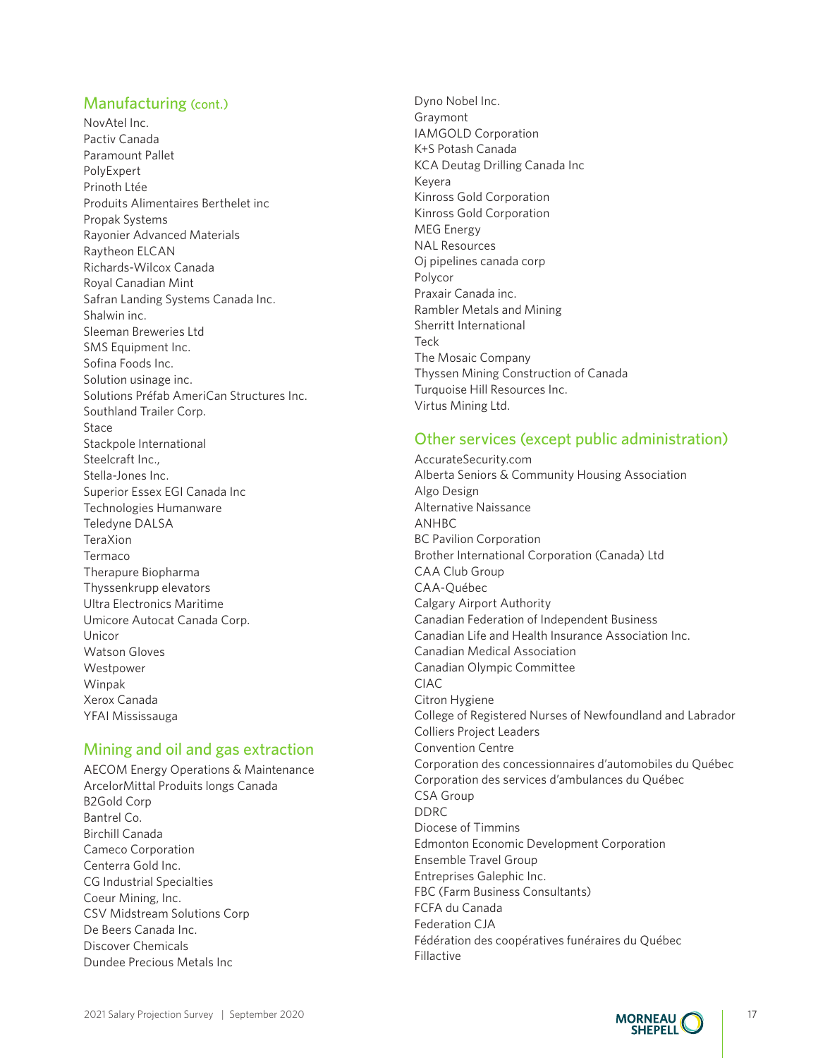## Manufacturing (cont.)

NovAtel Inc.
Pactiv Canada
Paramount Pallet
PolyExpert
Prinoth Ltée
Produits Alimentaires Berthelet inc
Propak Systems
Rayonier Advanced Materials
Raytheon ELCAN
Richards-Wilcox Canada
Royal Canadian Mint
Safran Landing Systems Canada Inc.
Shalwin inc.
Sleeman Breweries Ltd
SMS Equipment Inc.
Sofina Foods Inc.
Solution usinage inc.
Solutions Préfab AmeriCan Structures Inc.
Southland Trailer Corp.
Stace
Stackpole International
Steelcraft Inc.,
Stella-Jones Inc.
Superior Essex EGI Canada Inc
Technologies Humanware
Teledyne DALSA
TeraXion
Termaco
Therapure Biopharma
Thyssenkrupp elevators
Ultra Electronics Maritime
Umicore Autocat Canada Corp.
Unicor
Watson Gloves
Westpower
Winpak
Xerox Canada
YFAI Mississauga

## Mining and oil and gas extraction

AECOM Energy Operations & Maintenance
ArcelorMittal Produits longs Canada
B2Gold Corp
Bantrel Co.
Birchill Canada
Cameco Corporation
Centerra Gold Inc.
CG Industrial Specialties
Coeur Mining, Inc.
CSV Midstream Solutions Corp
De Beers Canada Inc.
Discover Chemicals
Dundee Precious Metals Inc
Dyno Nobel Inc.
Graymont
IAMGOLD Corporation
K+S Potash Canada
KCA Deutag Drilling Canada Inc
Keyera
Kinross Gold Corporation
Kinross Gold Corporation
MEG Energy
NAL Resources
Oj pipelines canada corp
Polycor
Praxair Canada inc.
Rambler Metals and Mining
Sherritt International
Teck
The Mosaic Company
Thyssen Mining Construction of Canada
Turquoise Hill Resources Inc.
Virtus Mining Ltd.

## Other services (except public administration)

AccurateSecurity.com
Alberta Seniors & Community Housing Association
Algo Design
Alternative Naissance
ANHBC
BC Pavilion Corporation
Brother International Corporation (Canada) Ltd
CAA Club Group
CAA-Québec
Calgary Airport Authority
Canadian Federation of Independent Business
Canadian Life and Health Insurance Association Inc.
Canadian Medical Association
Canadian Olympic Committee
CIAC
Citron Hygiene
College of Registered Nurses of Newfoundland and Labrador
Colliers Project Leaders
Convention Centre
Corporation des concessionnaires d'automobiles du Québec
Corporation des services d'ambulances du Québec
CSA Group
DDRC
Diocese of Timmins
Edmonton Economic Development Corporation
Ensemble Travel Group
Entreprises Galephic Inc.
FBC (Farm Business Consultants)
FCFA du Canada
Federation CJA
Fédération des coopératives funéraires du Québec
Fillactive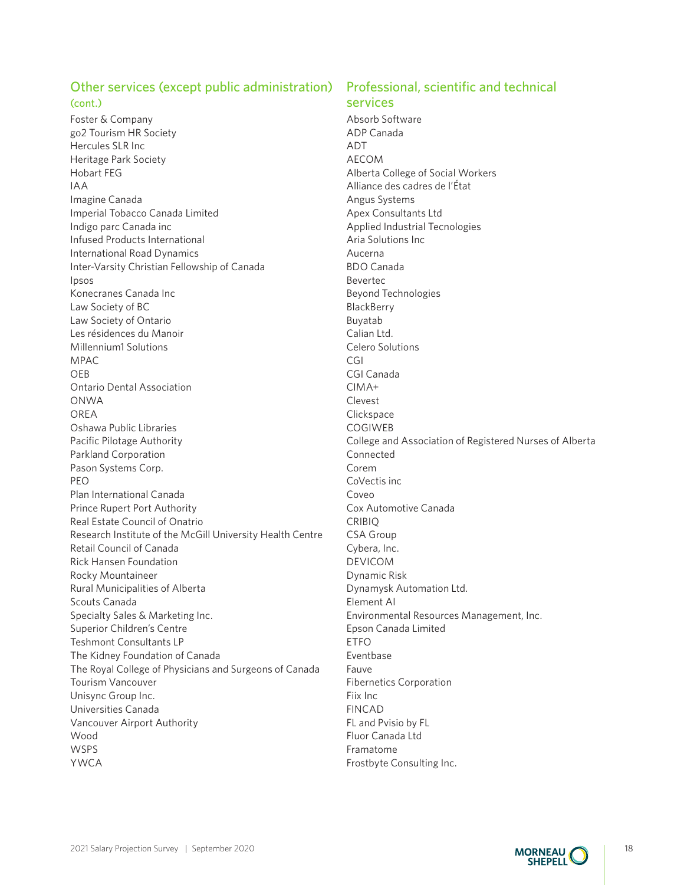## Other services (except public administration) (cont.)

Foster & Company
go2 Tourism HR Society
Hercules SLR Inc
Heritage Park Society
Hobart FEG
IAA
Imagine Canada
Imperial Tobacco Canada Limited
Indigo parc Canada inc
Infused Products International
International Road Dynamics
Inter-Varsity Christian Fellowship of Canada
Ipsos
Konecranes Canada Inc
Law Society of BC
Law Society of Ontario
Les résidences du Manoir
Millennium1 Solutions
MPAC
OEB
Ontario Dental Association
ONWA
OREA
Oshawa Public Libraries
Pacific Pilotage Authority
Parkland Corporation
Pason Systems Corp.
PEO
Plan International Canada
Prince Rupert Port Authority
Real Estate Council of Onatrio
Research Institute of the McGill University Health Centre
Retail Council of Canada
Rick Hansen Foundation
Rocky Mountaineer
Rural Municipalities of Alberta
Scouts Canada
Specialty Sales & Marketing Inc.
Superior Children's Centre
Teshmont Consultants LP
The Kidney Foundation of Canada
The Royal College of Physicians and Surgeons of Canada
Tourism Vancouver
Unisync Group Inc.
Universities Canada
Vancouver Airport Authority
Wood
WSPS
YWCA

## Professional, scientific and technical services

Absorb Software
ADP Canada
ADT
AECOM
Alberta College of Social Workers
Alliance des cadres de l'État
Angus Systems
Apex Consultants Ltd
Applied Industrial Tecnologies
Aria Solutions Inc
Aucerna
BDO Canada
Bevertec
Beyond Technologies
BlackBerry
Buyatab
Calian Ltd.
Celero Solutions
CGI
CGI Canada
CIMA+
Clevest
Clickspace
COGIWEB
College and Association of Registered Nurses of Alberta
Connected
Corem
CoVectis inc
Coveo
Cox Automotive Canada
CRIBIQ
CSA Group
Cybera, Inc.
DEVICOM
Dynamic Risk
Dynamysk Automation Ltd.
Element AI
Environmental Resources Management, Inc.
Epson Canada Limited
ETFO
Eventbase
Fauve
Fibernetics Corporation
Fiix Inc
FINCAD
FL and Pvisio by FL
Fluor Canada Ltd
Framatome
Frostbyte Consulting Inc.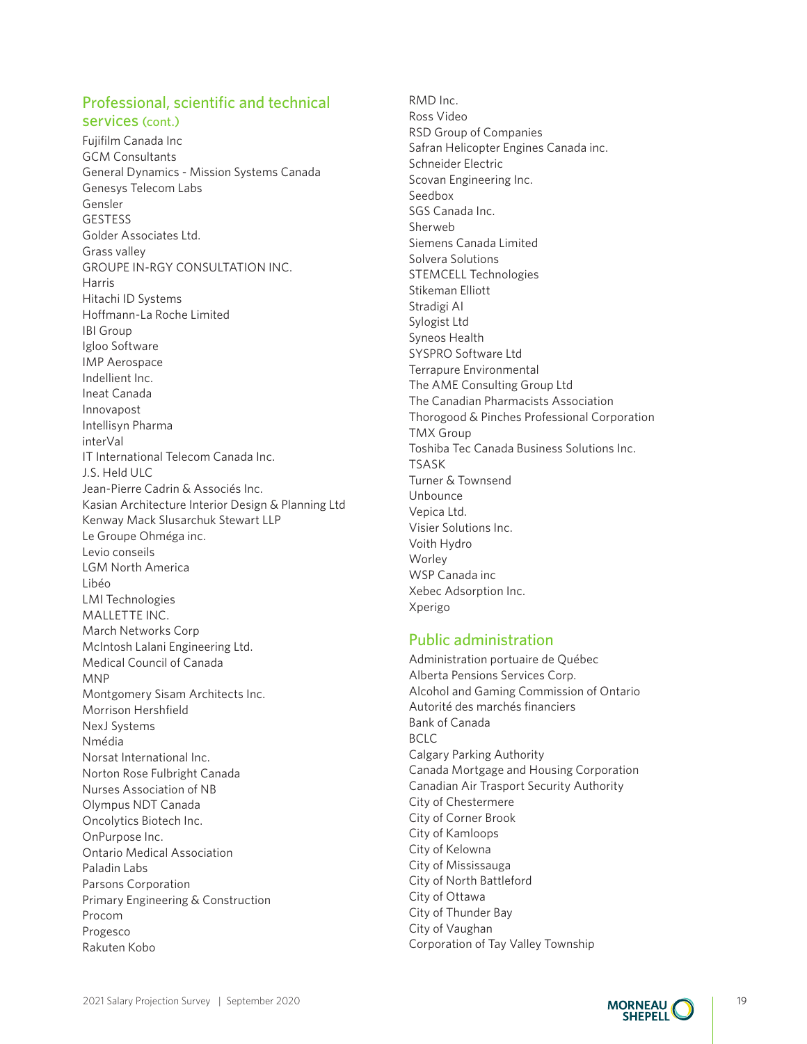## Professional, scientific and technical services (cont.)

Fujifilm Canada Inc
GCM Consultants
General Dynamics - Mission Systems Canada
Genesys Telecom Labs
Gensler
GESTESS
Golder Associates Ltd.
Grass valley
GROUPE IN-RGY CONSULTATION INC.
Harris
Hitachi ID Systems
Hoffmann-La Roche Limited
IBI Group
Igloo Software
IMP Aerospace
Indellient Inc.
Ineat Canada
Innovapost
Intellisyn Pharma
interVal
IT International Telecom Canada Inc.
J.S. Held ULC
Jean-Pierre Cadrin & Associés Inc.
Kasian Architecture Interior Design & Planning Ltd
Kenway Mack Slusarchuk Stewart LLP
Le Groupe Ohméga inc.
Levio conseils
LGM North America
Libéo
LMI Technologies
MALLETTE INC.
March Networks Corp
McIntosh Lalani Engineering Ltd.
Medical Council of Canada
MNP
Montgomery Sisam Architects Inc.
Morrison Hershfield
NexJ Systems
Nmédia
Norsat International Inc.
Norton Rose Fulbright Canada
Nurses Association of NB
Olympus NDT Canada
Oncolytics Biotech Inc.
OnPurpose Inc.
Ontario Medical Association
Paladin Labs
Parsons Corporation
Primary Engineering & Construction
Procom
Progesco
Rakuten Kobo
RMD Inc.
Ross Video
RSD Group of Companies
Safran Helicopter Engines Canada inc.
Schneider Electric
Scovan Engineering Inc.
Seedbox
SGS Canada Inc.
Sherweb
Siemens Canada Limited
Solvera Solutions
STEMCELL Technologies
Stikeman Elliott
Stradigi AI
Sylogist Ltd
Syneos Health
SYSPRO Software Ltd
Terrapure Environmental
The AME Consulting Group Ltd
The Canadian Pharmacists Association
Thorogood & Pinches Professional Corporation
TMX Group
Toshiba Tec Canada Business Solutions Inc.
TSASK
Turner & Townsend
Unbounce
Vepica Ltd.
Visier Solutions Inc.
Voith Hydro
Worley
WSP Canada inc
Xebec Adsorption Inc.
Xperigo

## Public administration

Administration portuaire de Québec
Alberta Pensions Services Corp.
Alcohol and Gaming Commission of Ontario
Autorité des marchés financiers
Bank of Canada
BCLC
Calgary Parking Authority
Canada Mortgage and Housing Corporation
Canadian Air Trasport Security Authority
City of Chestermere
City of Corner Brook
City of Kamloops
City of Kelowna
City of Mississauga
City of North Battleford
City of Ottawa
City of Thunder Bay
City of Vaughan
Corporation of Tay Valley Township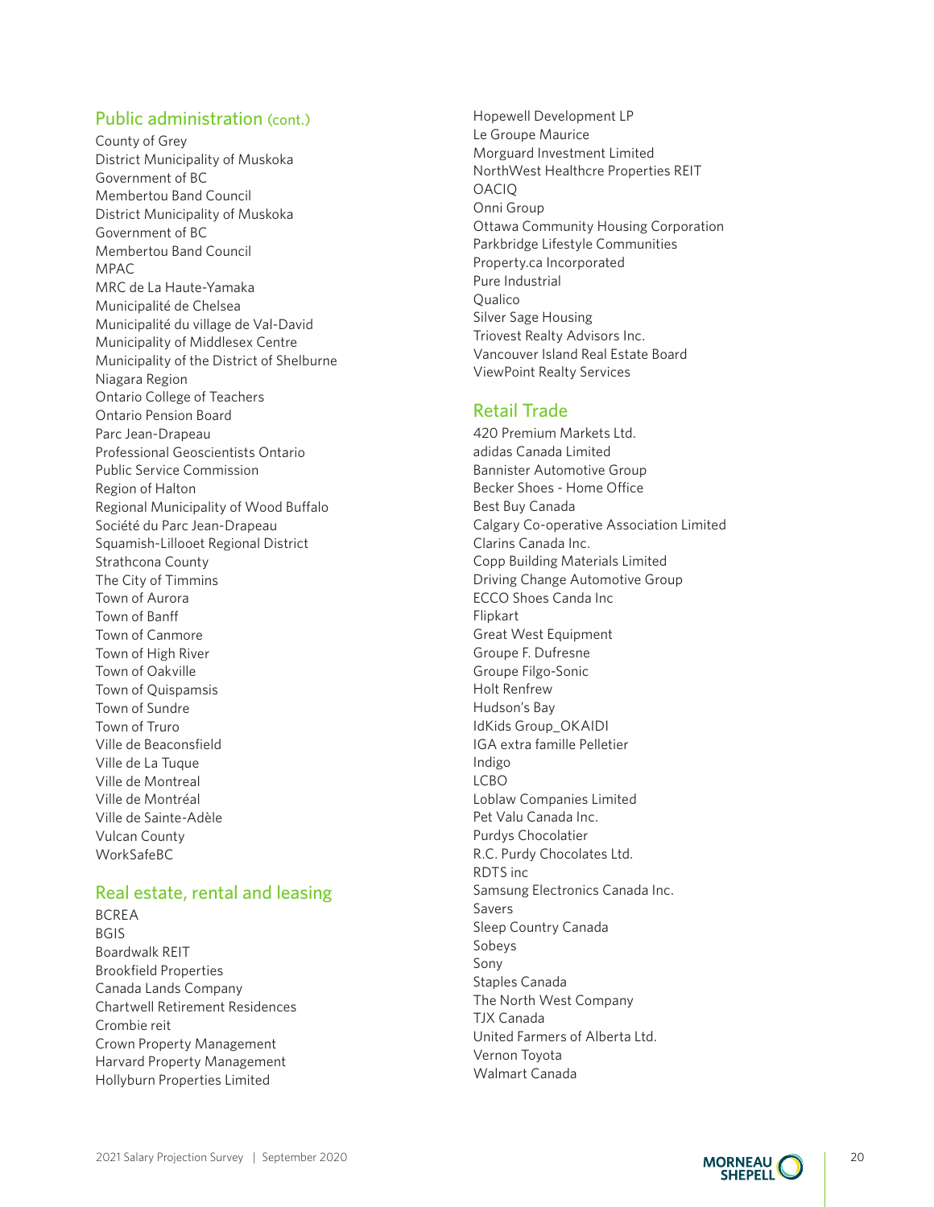## Public administration (cont.)

County of Grey
District Municipality of Muskoka
Government of BC
Membertou Band Council
District Municipality of Muskoka
Government of BC
Membertou Band Council
MPAC
MRC de La Haute-Yamaka
Municipalité de Chelsea
Municipalité du village de Val-David
Municipality of Middlesex Centre
Municipality of the District of Shelburne
Niagara Region
Ontario College of Teachers
Ontario Pension Board
Parc Jean-Drapeau
Professional Geoscientists Ontario
Public Service Commission
Region of Halton
Regional Municipality of Wood Buffalo
Société du Parc Jean-Drapeau
Squamish-Lillooet Regional District
Strathcona County
The City of Timmins
Town of Aurora
Town of Banff
Town of Canmore
Town of High River
Town of Oakville
Town of Quispamsis
Town of Sundre
Town of Truro
Ville de Beaconsfield
Ville de La Tuque
Ville de Montreal
Ville de Montréal
Ville de Sainte-Adèle
Vulcan County
WorkSafeBC

## Real estate, rental and leasing

BCREA
BGIS
Boardwalk REIT
Brookfield Properties
Canada Lands Company
Chartwell Retirement Residences
Crombie reit
Crown Property Management
Harvard Property Management
Hollyburn Properties Limited
Hopewell Development LP
Le Groupe Maurice
Morguard Investment Limited
NorthWest Healthcre Properties REIT
OACIQ
Onni Group
Ottawa Community Housing Corporation
Parkbridge Lifestyle Communities
Property.ca Incorporated
Pure Industrial
Qualico
Silver Sage Housing
Triovest Realty Advisors Inc.
Vancouver Island Real Estate Board
ViewPoint Realty Services

## Retail Trade

420 Premium Markets Ltd.
adidas Canada Limited
Bannister Automotive Group
Becker Shoes - Home Office
Best Buy Canada
Calgary Co-operative Association Limited
Clarins Canada Inc.
Copp Building Materials Limited
Driving Change Automotive Group
ECCO Shoes Canda Inc
Flipkart
Great West Equipment
Groupe F. Dufresne
Groupe Filgo-Sonic
Holt Renfrew
Hudson's Bay
IdKids Group_OKAIDI
IGA extra famille Pelletier
Indigo
LCBO
Loblaw Companies Limited
Pet Valu Canada Inc.
Purdys Chocolatier
R.C. Purdy Chocolates Ltd.
RDTS inc
Samsung Electronics Canada Inc.
Savers
Sleep Country Canada
Sobeys
Sony
Staples Canada
The North West Company
TJX Canada
United Farmers of Alberta Ltd.
Vernon Toyota
Walmart Canada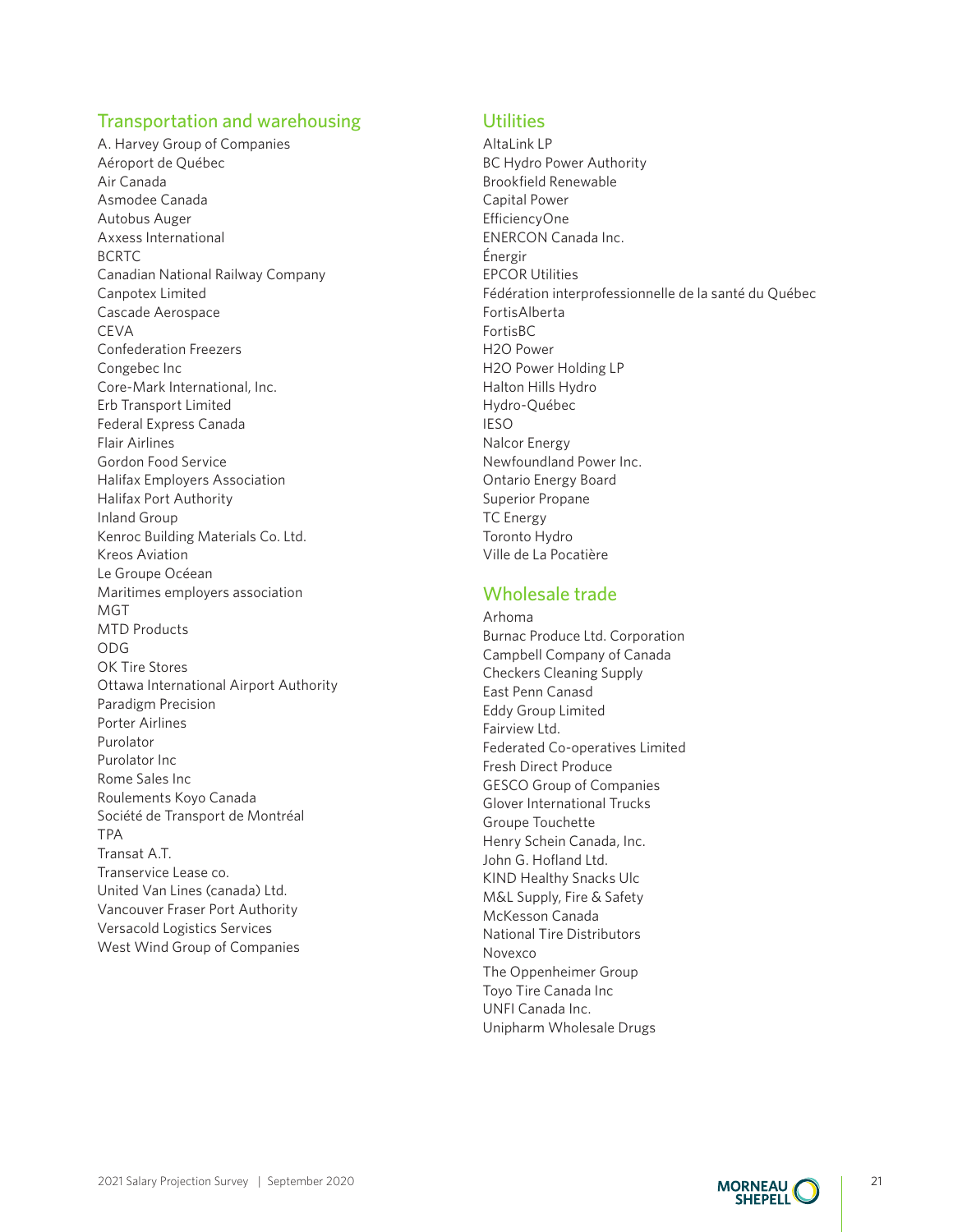## Transportation and warehousing

A. Harvey Group of Companies
Aéroport de Québec
Air Canada
Asmodee Canada
Autobus Auger
Axxess International
BCRTC
Canadian National Railway Company
Canpotex Limited
Cascade Aerospace
CEVA
Confederation Freezers
Congebec Inc
Core-Mark International, Inc.
Erb Transport Limited
Federal Express Canada
Flair Airlines
Gordon Food Service
Halifax Employers Association
Halifax Port Authority
Inland Group
Kenroc Building Materials Co. Ltd.
Kreos Aviation
Le Groupe Océean
Maritimes employers association
MGT
MTD Products
ODG
OK Tire Stores
Ottawa International Airport Authority
Paradigm Precision
Porter Airlines
Purolator
Purolator Inc
Rome Sales Inc
Roulements Koyo Canada
Société de Transport de Montréal
TPA
Transat A.T.
Transervice Lease co.
United Van Lines (canada) Ltd.
Vancouver Fraser Port Authority
Versacold Logistics Services
West Wind Group of Companies

## Utilities

AltaLink LP
BC Hydro Power Authority
Brookfield Renewable
Capital Power
EfficiencyOne
ENERCON Canada Inc.
Énergir
EPCOR Utilities
Fédération interprofessionnelle de la santé du Québec
FortisAlberta
FortisBC
H2O Power
H2O Power Holding LP
Halton Hills Hydro
Hydro-Québec
IESO
Nalcor Energy
Newfoundland Power Inc.
Ontario Energy Board
Superior Propane
TC Energy
Toronto Hydro
Ville de La Pocatière

## Wholesale trade

Arhoma
Burnac Produce Ltd. Corporation
Campbell Company of Canada
Checkers Cleaning Supply
East Penn Canasd
Eddy Group Limited
Fairview Ltd.
Federated Co-operatives Limited
Fresh Direct Produce
GESCO Group of Companies
Glover International Trucks
Groupe Touchette
Henry Schein Canada, Inc.
John G. Hofland Ltd.
KIND Healthy Snacks Ulc
M&L Supply, Fire & Safety
McKesson Canada
National Tire Distributors
Novexco
The Oppenheimer Group
Toyo Tire Canada Inc
UNFI Canada Inc.
Unipharm Wholesale Drugs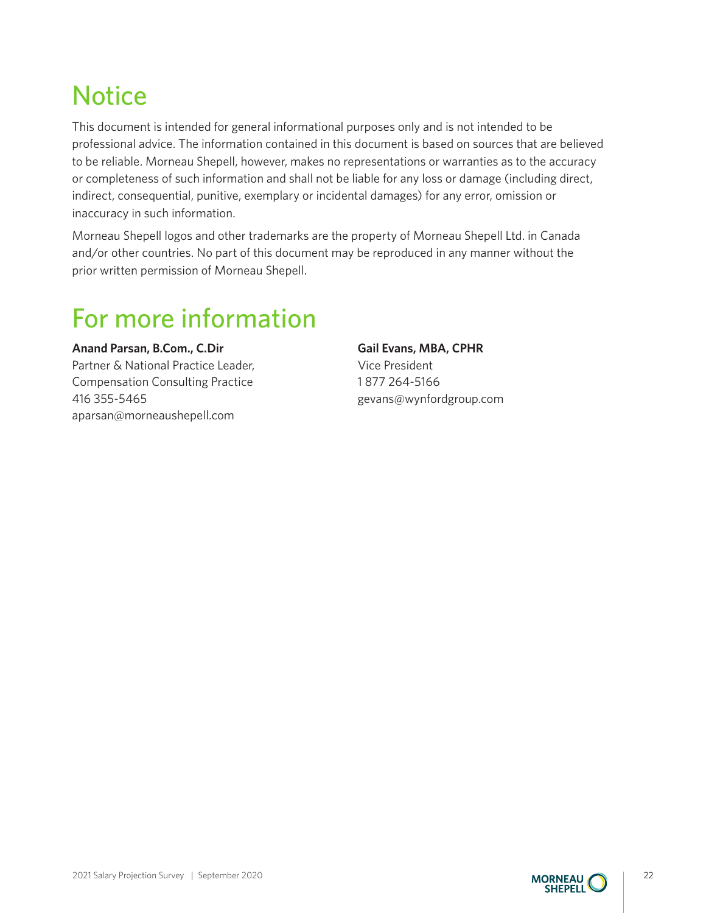# Notice

This document is intended for general informational purposes only and is not intended to be professional advice. The information contained in this document is based on sources that are believed to be reliable. Morneau Shepell, however, makes no representations or warranties as to the accuracy or completeness of such information and shall not be liable for any loss or damage (including direct, indirect, consequential, punitive, exemplary or incidental damages) for any error, omission or inaccuracy in such information.

Morneau Shepell logos and other trademarks are the property of Morneau Shepell Ltd. in Canada and/or other countries. No part of this document may be reproduced in any manner without the prior written permission of Morneau Shepell.

# For more information

**Anand Parsan, B.Com., C.Dir**
Partner & National Practice Leader,
Compensation Consulting Practice
416 355-5465
aparsan@morneaushepell.com

**Gail Evans, MBA, CPHR**
Vice President
1 877 264-5166
gevans@wynfordgroup.com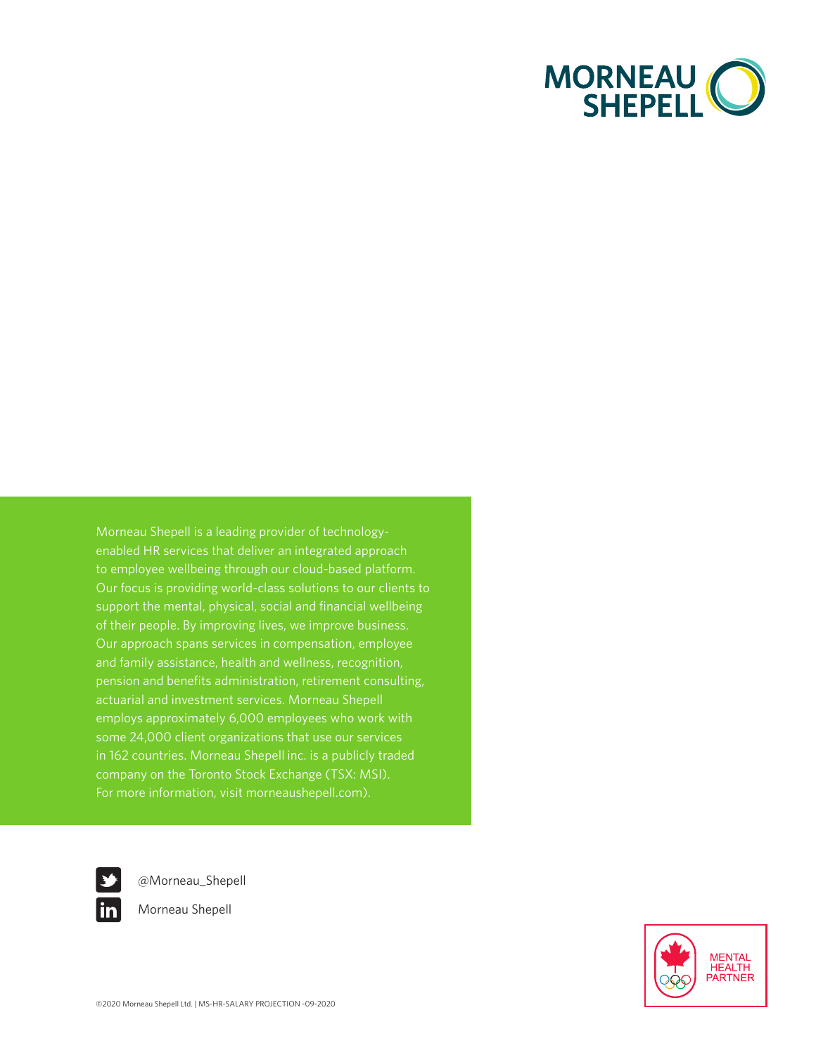MORNEAU SHEPELL

Morneau Shepell is a leading provider of technology-enabled HR services that deliver an integrated approach to employee wellbeing through our cloud-based platform. Our focus is providing world-class solutions to our clients to support the mental, physical, social and financial wellbeing of their people. By improving lives, we improve business. Our approach spans services in compensation, employee and family assistance, health and wellness, recognition, pension and benefits administration, retirement consulting, actuarial and investment services. Morneau Shepell employs approximately 6,000 employees who work with some 24,000 client organizations that use our services in 162 countries. Morneau Shepell inc. is a publicly traded company on the Toronto Stock Exchange (TSX: MSI). For more information, visit morneaushepell.com).

@Morneau_Shepell

Morneau Shepell

MENTAL HEALTH PARTNER

©2020 Morneau Shepell Ltd. | MS-HR-SALARY PROJECTION -09-2020